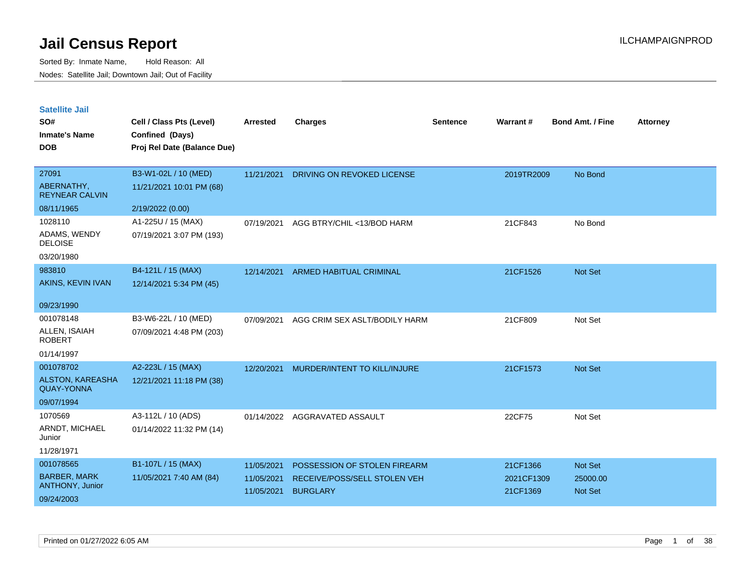# Jail Census Report

ILCHAMPAIGNPROD

Sorted By: Inmate Name, Hold Reason: All

Nodes: Satellite Jail; Downtown Jail; Out of Facility

## Satellite Jail

| SO# / Inmate's Name / DOB | Cell / Class Pts (Level) / Confined (Days) / Proj Rel Date (Balance Due) | Arrested | Charges | Sentence | Warrant # | Bond Amt. / Fine | Attorney |
|---|---|---|---|---|---|---|---|
| 27091<br>ABERNATHY, REYNEAR CALVIN<br>08/11/1965 | B3-W1-02L / 10 (MED)<br>11/21/2021 10:01 PM (68)<br>2/19/2022 (0.00) | 11/21/2021 | DRIVING ON REVOKED LICENSE | | 2019TR2009 | No Bond | |
| 1028110<br>ADAMS, WENDY DELOISE<br>03/20/1980 | A1-225U / 15 (MAX)<br>07/19/2021 3:07 PM (193) | 07/19/2021 | AGG BTRY/CHIL <13/BOD HARM | | 21CF843 | No Bond | |
| 983810<br>AKINS, KEVIN IVAN<br>09/23/1990 | B4-121L / 15 (MAX)<br>12/14/2021 5:34 PM (45) | 12/14/2021 | ARMED HABITUAL CRIMINAL | | 21CF1526 | Not Set | |
| 001078148<br>ALLEN, ISAIAH ROBERT<br>01/14/1997 | B3-W6-22L / 10 (MED)<br>07/09/2021 4:48 PM (203) | 07/09/2021 | AGG CRIM SEX ASLT/BODILY HARM | | 21CF809 | Not Set | |
| 001078702<br>ALSTON, KAREASHA QUAY-YONNA<br>09/07/1994 | A2-223L / 15 (MAX)<br>12/21/2021 11:18 PM (38) | 12/20/2021 | MURDER/INTENT TO KILL/INJURE | | 21CF1573 | Not Set | |
| 1070569<br>ARNDT, MICHAEL Junior<br>11/28/1971 | A3-112L / 10 (ADS)<br>01/14/2022 11:32 PM (14) | 01/14/2022 | AGGRAVATED ASSAULT | | 22CF75 | Not Set | |
| 001078565<br>BARBER, MARK ANTHONY, Junior<br>09/24/2003 | B1-107L / 15 (MAX)<br>11/05/2021 7:40 AM (84) | 11/05/2021 | POSSESSION OF STOLEN FIREARM | | 21CF1366 | Not Set | |
| | | 11/05/2021 | RECEIVE/POSS/SELL STOLEN VEH | | 2021CF1309 | 25000.00 | |
| | | 11/05/2021 | BURGLARY | | 21CF1369 | Not Set | |

Printed on 01/27/2022 6:05 AM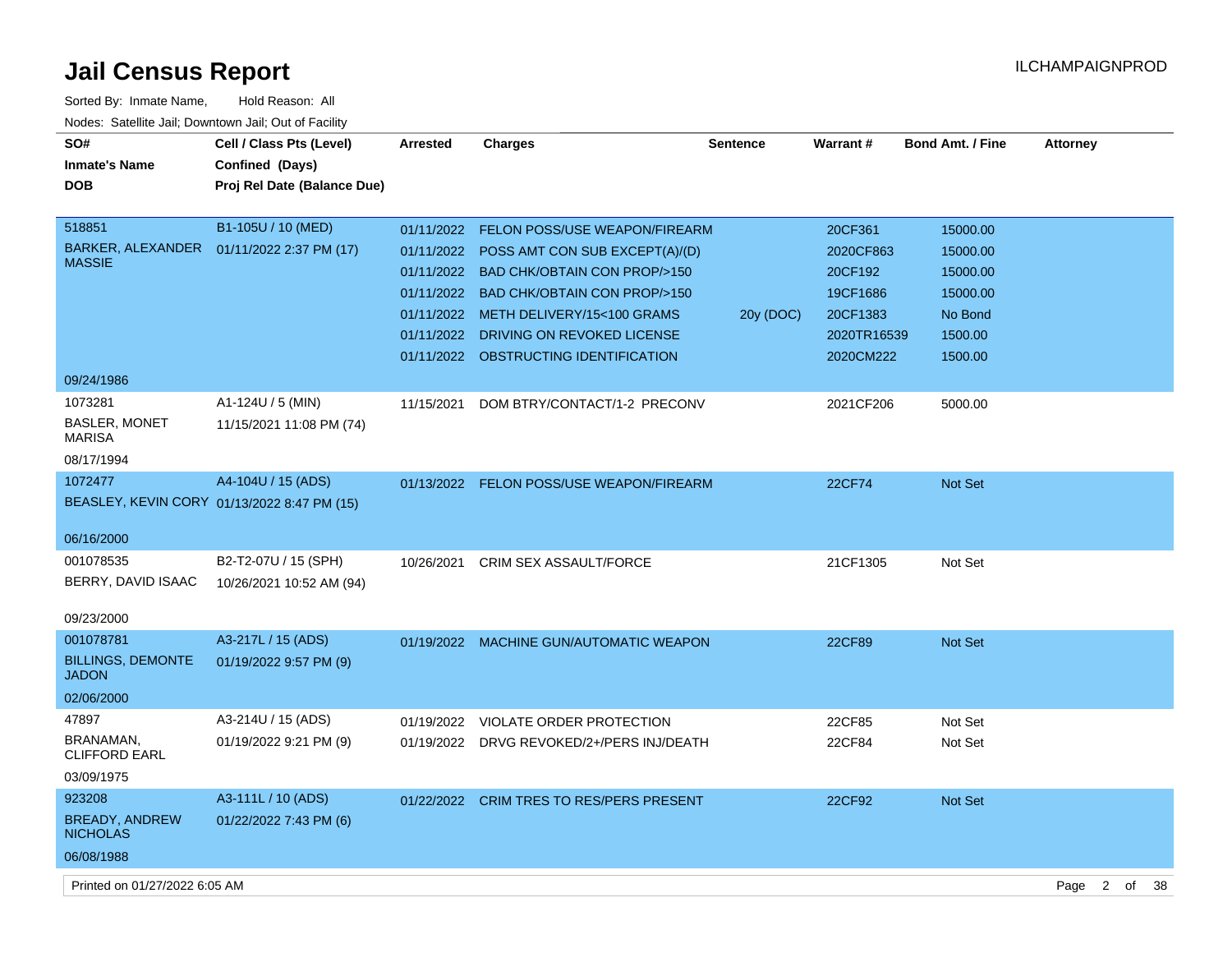# Jail Census Report

ILCHAMPAIGNPROD

Sorted By: Inmate Name, Hold Reason: All

Nodes: Satellite Jail; Downtown Jail; Out of Facility

| SO# / Inmate's Name / DOB | Cell / Class Pts (Level) / Confined (Days) / Proj Rel Date (Balance Due) | Arrested | Charges | Sentence | Warrant # | Bond Amt. / Fine | Attorney |
|---|---|---|---|---|---|---|---|
| 518851<br>BARKER, ALEXANDER MASSIE<br>09/24/1986 | B1-105U / 10 (MED)<br>01/11/2022 2:37 PM (17) | 01/11/2022 | FELON POSS/USE WEAPON/FIREARM | | 20CF361 | 15000.00 | |
| | | 01/11/2022 | POSS AMT CON SUB EXCEPT(A)/(D) | | 2020CF863 | 15000.00 | |
| | | 01/11/2022 | BAD CHK/OBTAIN CON PROP/>150 | | 20CF192 | 15000.00 | |
| | | 01/11/2022 | BAD CHK/OBTAIN CON PROP/>150 | | 19CF1686 | 15000.00 | |
| | | 01/11/2022 | METH DELIVERY/15<100 GRAMS | 20y (DOC) | 20CF1383 | No Bond | |
| | | 01/11/2022 | DRIVING ON REVOKED LICENSE | | 2020TR16539 | 1500.00 | |
| | | 01/11/2022 | OBSTRUCTING IDENTIFICATION | | 2020CM222 | 1500.00 | |
| 1073281<br>BASLER, MONET MARISA<br>08/17/1994 | A1-124U / 5 (MIN)<br>11/15/2021 11:08 PM (74) | 11/15/2021 | DOM BTRY/CONTACT/1-2 PRECONV | | 2021CF206 | 5000.00 | |
| 1072477<br>BEASLEY, KEVIN CORY<br>06/16/2000 | A4-104U / 15 (ADS)<br>01/13/2022 8:47 PM (15) | 01/13/2022 | FELON POSS/USE WEAPON/FIREARM | | 22CF74 | Not Set | |
| 001078535<br>BERRY, DAVID ISAAC<br>09/23/2000 | B2-T2-07U / 15 (SPH)<br>10/26/2021 10:52 AM (94) | 10/26/2021 | CRIM SEX ASSAULT/FORCE | | 21CF1305 | Not Set | |
| 001078781<br>BILLINGS, DEMONTE JADON<br>02/06/2000 | A3-217L / 15 (ADS)<br>01/19/2022 9:57 PM (9) | 01/19/2022 | MACHINE GUN/AUTOMATIC WEAPON | | 22CF89 | Not Set | |
| 47897<br>BRANAMAN, CLIFFORD EARL<br>03/09/1975 | A3-214U / 15 (ADS)<br>01/19/2022 9:21 PM (9) | 01/19/2022 | VIOLATE ORDER PROTECTION | | 22CF85 | Not Set | |
| | | 01/19/2022 | DRVG REVOKED/2+/PERS INJ/DEATH | | 22CF84 | Not Set | |
| 923208<br>BREADY, ANDREW NICHOLAS<br>06/08/1988 | A3-111L / 10 (ADS)<br>01/22/2022 7:43 PM (6) | 01/22/2022 | CRIM TRES TO RES/PERS PRESENT | | 22CF92 | Not Set | |

Printed on 01/27/2022 6:05 AM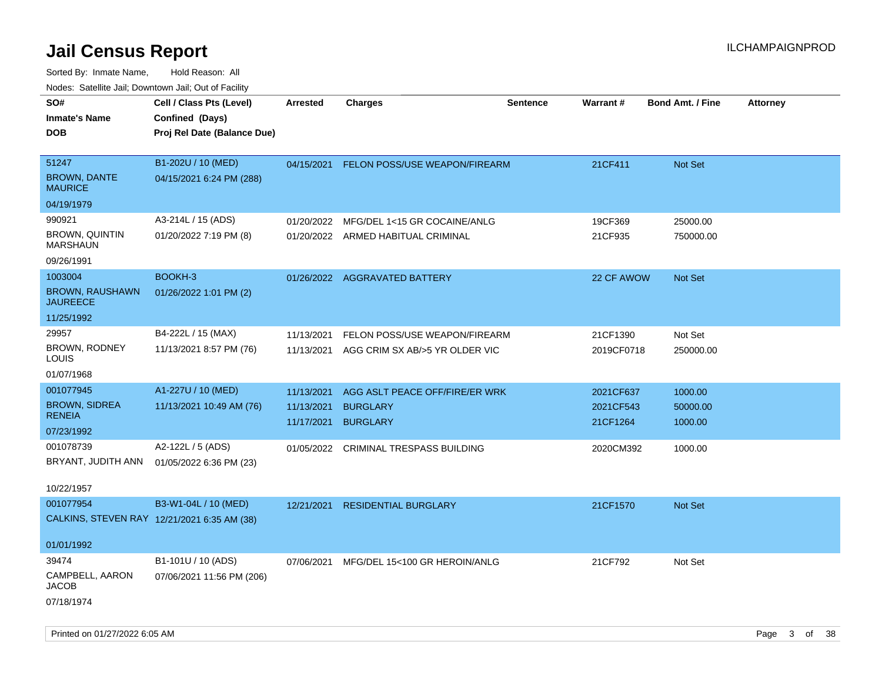# Jail Census Report

ILCHAMPAIGNPROD

Sorted By: Inmate Name, Hold Reason: All

Nodes: Satellite Jail; Downtown Jail; Out of Facility

| SO# / Inmate's Name / DOB | Cell / Class Pts (Level) / Confined (Days) / Proj Rel Date (Balance Due) | Arrested | Charges | Sentence | Warrant # | Bond Amt. / Fine | Attorney |
|---|---|---|---|---|---|---|---|
| 51247<br>BROWN, DANTE MAURICE<br>04/19/1979 | B1-202U / 10 (MED)<br>04/15/2021 6:24 PM (288) | 04/15/2021 | FELON POSS/USE WEAPON/FIREARM | | 21CF411 | Not Set | |
| 990921<br>BROWN, QUINTIN MARSHAUN<br>09/26/1991 | A3-214L / 15 (ADS)<br>01/20/2022 7:19 PM (8) | 01/20/2022<br>01/20/2022 | MFG/DEL 1<15 GR COCAINE/ANLG<br>ARMED HABITUAL CRIMINAL | | 19CF369<br>21CF935 | 25000.00<br>750000.00 | |
| 1003004<br>BROWN, RAUSHAWN JAUREECE<br>11/25/1992 | BOOKH-3<br>01/26/2022 1:01 PM (2) | 01/26/2022 | AGGRAVATED BATTERY | | 22 CF AWOW | Not Set | |
| 29957<br>BROWN, RODNEY LOUIS<br>01/07/1968 | B4-222L / 15 (MAX)<br>11/13/2021 8:57 PM (76) | 11/13/2021<br>11/13/2021 | FELON POSS/USE WEAPON/FIREARM<br>AGG CRIM SX AB/>5 YR OLDER VIC | | 21CF1390<br>2019CF0718 | Not Set<br>250000.00 | |
| 001077945<br>BROWN, SIDREA RENEIA<br>07/23/1992 | A1-227U / 10 (MED)<br>11/13/2021 10:49 AM (76) | 11/13/2021<br>11/13/2021<br>11/17/2021 | AGG ASLT PEACE OFF/FIRE/ER WRK<br>BURGLARY<br>BURGLARY | | 2021CF637<br>2021CF543<br>21CF1264 | 1000.00<br>50000.00<br>1000.00 | |
| 001078739<br>BRYANT, JUDITH ANN<br>10/22/1957 | A2-122L / 5 (ADS)<br>01/05/2022 6:36 PM (23) | 01/05/2022 | CRIMINAL TRESPASS BUILDING | | 2020CM392 | 1000.00 | |
| 001077954<br>CALKINS, STEVEN RAY<br>01/01/1992 | B3-W1-04L / 10 (MED)<br>12/21/2021 6:35 AM (38) | 12/21/2021 | RESIDENTIAL BURGLARY | | 21CF1570 | Not Set | |
| 39474<br>CAMPBELL, AARON JACOB<br>07/18/1974 | B1-101U / 10 (ADS)<br>07/06/2021 11:56 PM (206) | 07/06/2021 | MFG/DEL 15<100 GR HEROIN/ANLG | | 21CF792 | Not Set | |

Printed on 01/27/2022 6:05 AM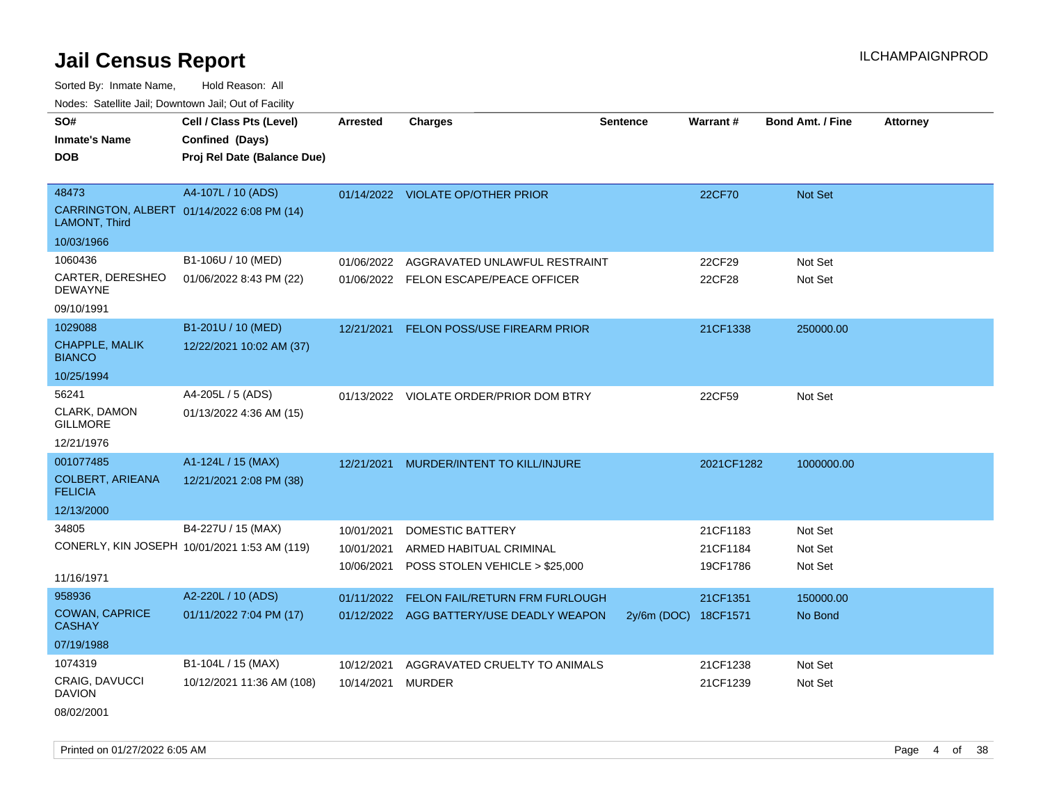# Jail Census Report

ILCHAMPAIGNPROD

Sorted By: Inmate Name, Hold Reason: All

Nodes: Satellite Jail; Downtown Jail; Out of Facility

| SO# / Inmate's Name / DOB | Cell / Class Pts (Level) / Confined (Days) / Proj Rel Date (Balance Due) | Arrested | Charges | Sentence | Warrant # | Bond Amt. / Fine | Attorney |
|---|---|---|---|---|---|---|---|
| 48473<br>CARRINGTON, ALBERT LAMONT, Third<br>10/03/1966 | A4-107L / 10 (ADS)<br>01/14/2022 6:08 PM (14) | 01/14/2022 | VIOLATE OP/OTHER PRIOR | | 22CF70 | Not Set | |
| 1060436<br>CARTER, DERESHEO DEWAYNE<br>09/10/1991 | B1-106U / 10 (MED)<br>01/06/2022 8:43 PM (22) | 01/06/2022 | AGGRAVATED UNLAWFUL RESTRAINT | | 22CF29 | Not Set | |
| | | 01/06/2022 | FELON ESCAPE/PEACE OFFICER | | 22CF28 | Not Set | |
| 1029088<br>CHAPPLE, MALIK BIANCO<br>10/25/1994 | B1-201U / 10 (MED)<br>12/22/2021 10:02 AM (37) | 12/21/2021 | FELON POSS/USE FIREARM PRIOR | | 21CF1338 | 250000.00 | |
| 56241<br>CLARK, DAMON GILLMORE<br>12/21/1976 | A4-205L / 5 (ADS)<br>01/13/2022 4:36 AM (15) | 01/13/2022 | VIOLATE ORDER/PRIOR DOM BTRY | | 22CF59 | Not Set | |
| 001077485<br>COLBERT, ARIEANA FELICIA<br>12/13/2000 | A1-124L / 15 (MAX)<br>12/21/2021 2:08 PM (38) | 12/21/2021 | MURDER/INTENT TO KILL/INJURE | | 2021CF1282 | 1000000.00 | |
| 34805<br>CONERLY, KIN JOSEPH<br>11/16/1971 | B4-227U / 15 (MAX)<br>10/01/2021 1:53 AM (119) | 10/01/2021 | DOMESTIC BATTERY | | 21CF1183 | Not Set | |
| | | 10/01/2021 | ARMED HABITUAL CRIMINAL | | 21CF1184 | Not Set | |
| | | 10/06/2021 | POSS STOLEN VEHICLE > $25,000 | | 19CF1786 | Not Set | |
| 958936<br>COWAN, CAPRICE CASHAY<br>07/19/1988 | A2-220L / 10 (ADS)<br>01/11/2022 7:04 PM (17) | 01/11/2022 | FELON FAIL/RETURN FRM FURLOUGH | | 21CF1351 | 150000.00 | |
| | | 01/12/2022 | AGG BATTERY/USE DEADLY WEAPON | 2y/6m (DOC) | 18CF1571 | No Bond | |
| 1074319<br>CRAIG, DAVUCCI DAVION<br>08/02/2001 | B1-104L / 15 (MAX)<br>10/12/2021 11:36 AM (108) | 10/12/2021 | AGGRAVATED CRUELTY TO ANIMALS | | 21CF1238 | Not Set | |
| | | 10/14/2021 | MURDER | | 21CF1239 | Not Set | |

Printed on 01/27/2022 6:05 AM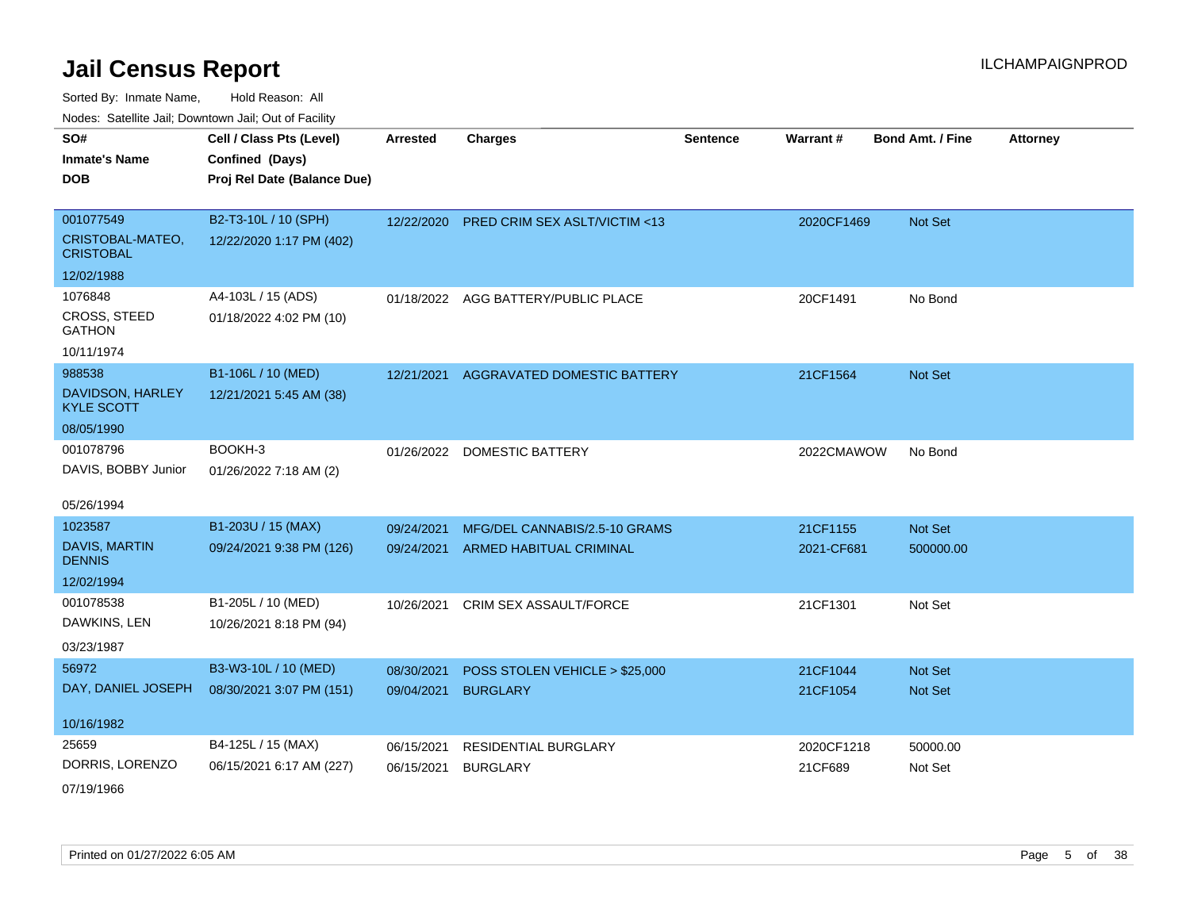# Jail Census Report

ILCHAMPAIGNPROD

Sorted By: Inmate Name, Hold Reason: All

Nodes: Satellite Jail; Downtown Jail; Out of Facility

| SO# / Inmate's Name / DOB | Cell / Class Pts (Level) / Confined (Days) / Proj Rel Date (Balance Due) | Arrested | Charges | Sentence | Warrant # | Bond Amt. / Fine | Attorney |
|---|---|---|---|---|---|---|---|
| 001077549<br>CRISTOBAL-MATEO, CRISTOBAL<br>12/02/1988 | B2-T3-10L / 10 (SPH)<br>12/22/2020 1:17 PM (402) | 12/22/2020 | PRED CRIM SEX ASLT/VICTIM <13 | | 2020CF1469 | Not Set | |
| 1076848<br>CROSS, STEED GATHON<br>10/11/1974 | A4-103L / 15 (ADS)<br>01/18/2022 4:02 PM (10) | 01/18/2022 | AGG BATTERY/PUBLIC PLACE | | 20CF1491 | No Bond | |
| 988538<br>DAVIDSON, HARLEY KYLE SCOTT<br>08/05/1990 | B1-106L / 10 (MED)<br>12/21/2021 5:45 AM (38) | 12/21/2021 | AGGRAVATED DOMESTIC BATTERY | | 21CF1564 | Not Set | |
| 001078796<br>DAVIS, BOBBY Junior<br>05/26/1994 | BOOKH-3<br>01/26/2022 7:18 AM (2) | 01/26/2022 | DOMESTIC BATTERY | | 2022CMAWOW | No Bond | |
| 1023587<br>DAVIS, MARTIN DENNIS<br>12/02/1994 | B1-203U / 15 (MAX)<br>09/24/2021 9:38 PM (126) | 09/24/2021<br>09/24/2021 | MFG/DEL CANNABIS/2.5-10 GRAMS<br>ARMED HABITUAL CRIMINAL | | 21CF1155<br>2021-CF681 | Not Set<br>500000.00 | |
| 001078538<br>DAWKINS, LEN<br>03/23/1987 | B1-205L / 10 (MED)<br>10/26/2021 8:18 PM (94) | 10/26/2021 | CRIM SEX ASSAULT/FORCE | | 21CF1301 | Not Set | |
| 56972<br>DAY, DANIEL JOSEPH<br>10/16/1982 | B3-W3-10L / 10 (MED)<br>08/30/2021 3:07 PM (151) | 08/30/2021<br>09/04/2021 | POSS STOLEN VEHICLE > $25,000<br>BURGLARY | | 21CF1044<br>21CF1054 | Not Set<br>Not Set | |
| 25659<br>DORRIS, LORENZO<br>07/19/1966 | B4-125L / 15 (MAX)<br>06/15/2021 6:17 AM (227) | 06/15/2021<br>06/15/2021 | RESIDENTIAL BURGLARY<br>BURGLARY | | 2020CF1218<br>21CF689 | 50000.00<br>Not Set | |

Printed on 01/27/2022 6:05 AM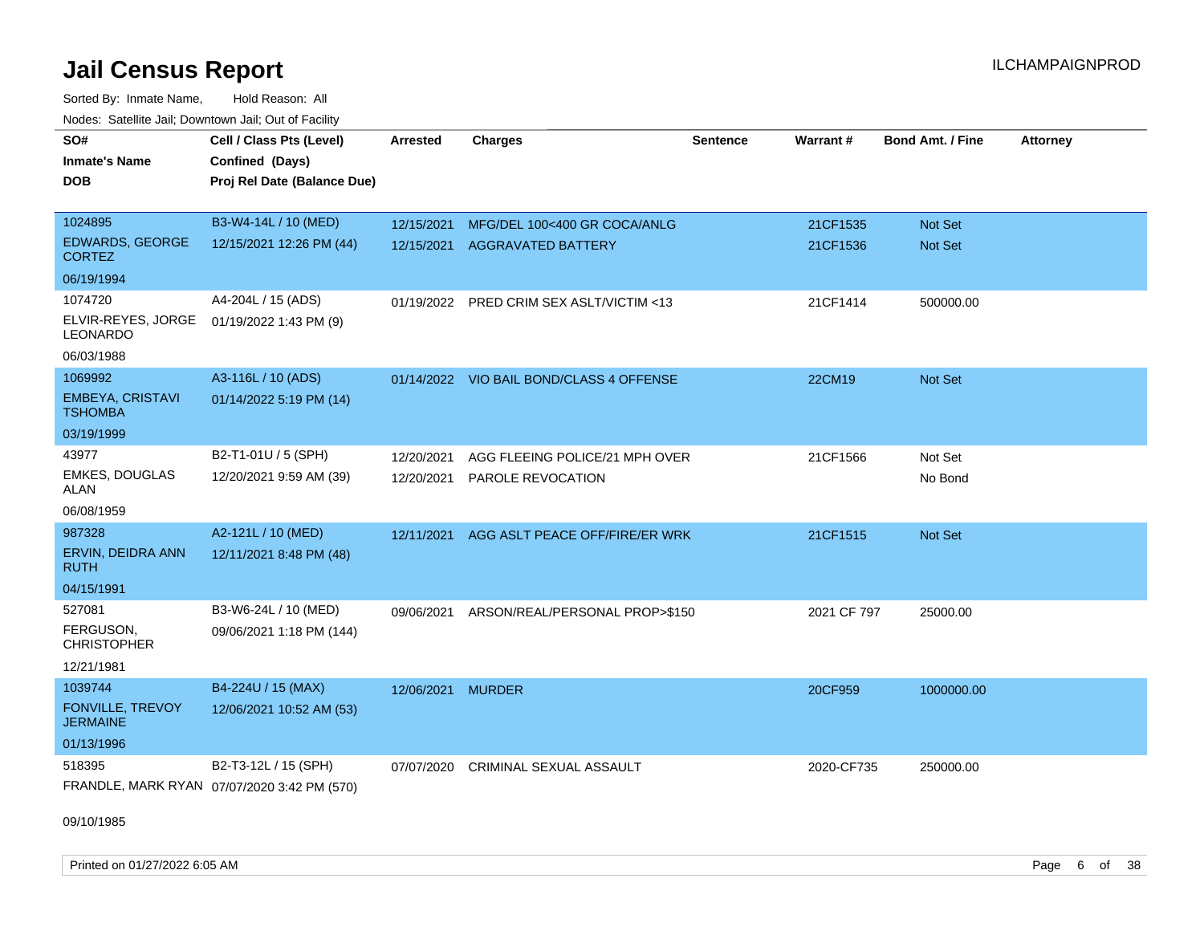# Jail Census Report

ILCHAMPAIGNPROD

Sorted By: Inmate Name, Hold Reason: All

Nodes: Satellite Jail; Downtown Jail; Out of Facility

| SO# / Inmate's Name / DOB | Cell / Class Pts (Level) / Confined (Days) / Proj Rel Date (Balance Due) | Arrested | Charges | Sentence | Warrant # | Bond Amt. / Fine | Attorney |
|---|---|---|---|---|---|---|---|
| 1024895<br>EDWARDS, GEORGE CORTEZ<br>06/19/1994 | B3-W4-14L / 10 (MED)<br>12/15/2021 12:26 PM (44) | 12/15/2021<br>12/15/2021 | MFG/DEL 100<400 GR COCA/ANLG<br>AGGRAVATED BATTERY | | 21CF1535<br>21CF1536 | Not Set<br>Not Set | |
| 1074720<br>ELVIR-REYES, JORGE LEONARDO<br>06/03/1988 | A4-204L / 15 (ADS)<br>01/19/2022 1:43 PM (9) | 01/19/2022 | PRED CRIM SEX ASLT/VICTIM <13 | | 21CF1414 | 500000.00 | |
| 1069992<br>EMBEYA, CRISTAVI TSHOMBA<br>03/19/1999 | A3-116L / 10 (ADS)<br>01/14/2022 5:19 PM (14) | 01/14/2022 | VIO BAIL BOND/CLASS 4 OFFENSE | | 22CM19 | Not Set | |
| 43977<br>EMKES, DOUGLAS ALAN<br>06/08/1959 | B2-T1-01U / 5 (SPH)<br>12/20/2021 9:59 AM (39) | 12/20/2021<br>12/20/2021 | AGG FLEEING POLICE/21 MPH OVER<br>PAROLE REVOCATION | | 21CF1566 | Not Set<br>No Bond | |
| 987328<br>ERVIN, DEIDRA ANN RUTH<br>04/15/1991 | A2-121L / 10 (MED)<br>12/11/2021 8:48 PM (48) | 12/11/2021 | AGG ASLT PEACE OFF/FIRE/ER WRK | | 21CF1515 | Not Set | |
| 527081<br>FERGUSON, CHRISTOPHER<br>12/21/1981 | B3-W6-24L / 10 (MED)<br>09/06/2021 1:18 PM (144) | 09/06/2021 | ARSON/REAL/PERSONAL PROP>$150 | | 2021 CF 797 | 25000.00 | |
| 1039744<br>FONVILLE, TREVOY JERMAINE<br>01/13/1996 | B4-224U / 15 (MAX)<br>12/06/2021 10:52 AM (53) | 12/06/2021 | MURDER | | 20CF959 | 1000000.00 | |
| 518395<br>FRANDLE, MARK RYAN<br>09/10/1985 | B2-T3-12L / 15 (SPH)<br>07/07/2020 3:42 PM (570) | 07/07/2020 | CRIMINAL SEXUAL ASSAULT | | 2020-CF735 | 250000.00 | |

Printed on 01/27/2022 6:05 AM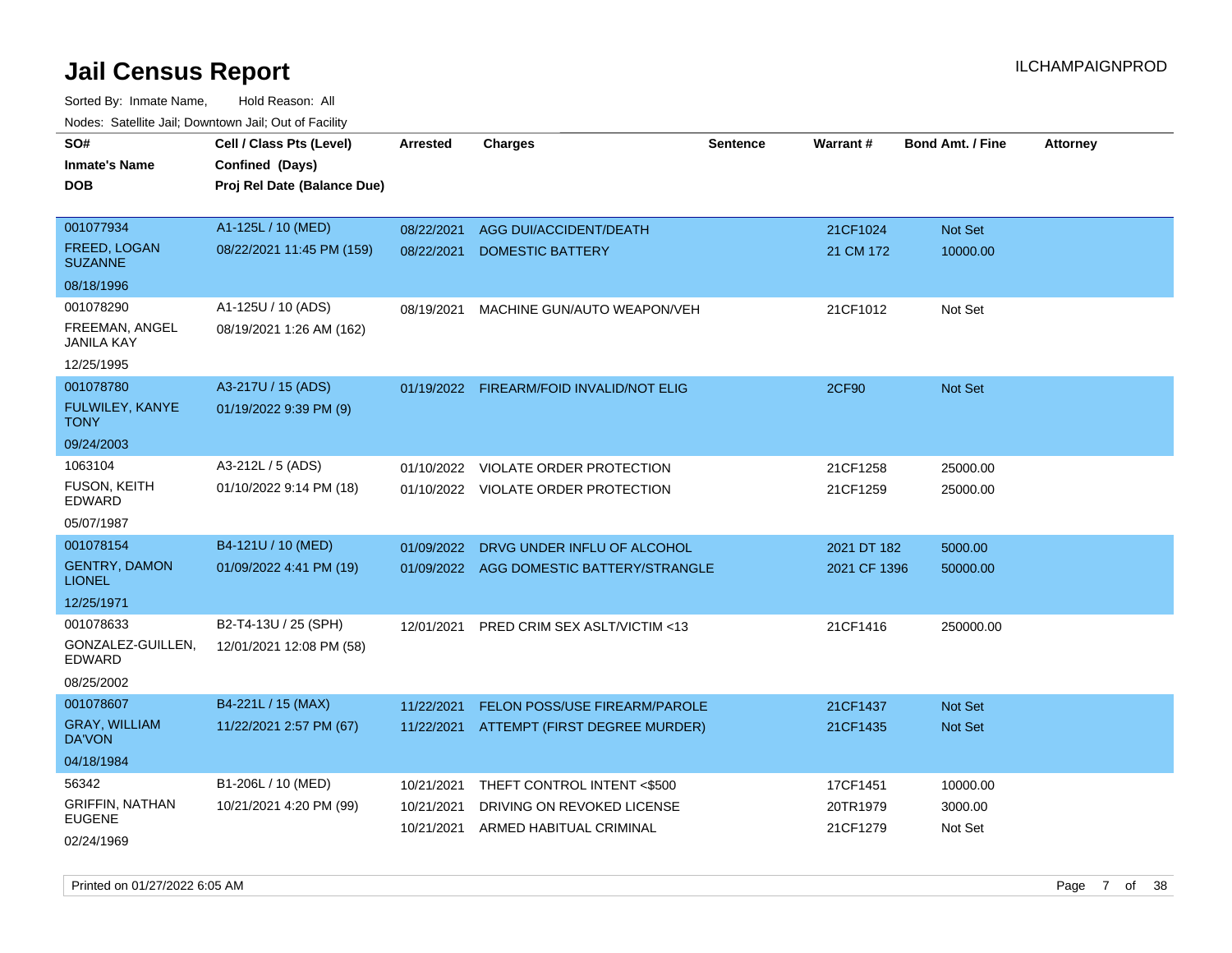# Jail Census Report

ILCHAMPAIGNPROD

Sorted By: Inmate Name, Hold Reason: All

Nodes: Satellite Jail; Downtown Jail; Out of Facility

| SO# / Inmate's Name / DOB | Cell / Class Pts (Level) / Confined (Days) / Proj Rel Date (Balance Due) | Arrested | Charges | Sentence | Warrant # | Bond Amt. / Fine | Attorney |
|---|---|---|---|---|---|---|---|
| 001077934<br>FREED, LOGAN SUZANNE<br>08/18/1996 | A1-125L / 10 (MED)<br>08/22/2021 11:45 PM (159) | 08/22/2021<br>08/22/2021 | AGG DUI/ACCIDENT/DEATH<br>DOMESTIC BATTERY | | 21CF1024<br>21 CM 172 | Not Set<br>10000.00 | |
| 001078290<br>FREEMAN, ANGEL JANILA KAY<br>12/25/1995 | A1-125U / 10 (ADS)<br>08/19/2021 1:26 AM (162) | 08/19/2021 | MACHINE GUN/AUTO WEAPON/VEH | | 21CF1012 | Not Set | |
| 001078780<br>FULWILEY, KANYE TONY<br>09/24/2003 | A3-217U / 15 (ADS)<br>01/19/2022 9:39 PM (9) | 01/19/2022 | FIREARM/FOID INVALID/NOT ELIG | | 2CF90 | Not Set | |
| 1063104<br>FUSON, KEITH EDWARD<br>05/07/1987 | A3-212L / 5 (ADS)<br>01/10/2022 9:14 PM (18) | 01/10/2022<br>01/10/2022 | VIOLATE ORDER PROTECTION<br>VIOLATE ORDER PROTECTION | | 21CF1258<br>21CF1259 | 25000.00<br>25000.00 | |
| 001078154<br>GENTRY, DAMON LIONEL<br>12/25/1971 | B4-121U / 10 (MED)<br>01/09/2022 4:41 PM (19) | 01/09/2022<br>01/09/2022 | DRVG UNDER INFLU OF ALCOHOL<br>AGG DOMESTIC BATTERY/STRANGLE | | 2021 DT 182<br>2021 CF 1396 | 5000.00<br>50000.00 | |
| 001078633<br>GONZALEZ-GUILLEN, EDWARD<br>08/25/2002 | B2-T4-13U / 25 (SPH)<br>12/01/2021 12:08 PM (58) | 12/01/2021 | PRED CRIM SEX ASLT/VICTIM <13 | | 21CF1416 | 250000.00 | |
| 001078607<br>GRAY, WILLIAM DA'VON<br>04/18/1984 | B4-221L / 15 (MAX)<br>11/22/2021 2:57 PM (67) | 11/22/2021<br>11/22/2021 | FELON POSS/USE FIREARM/PAROLE<br>ATTEMPT (FIRST DEGREE MURDER) | | 21CF1437<br>21CF1435 | Not Set<br>Not Set | |
| 56342<br>GRIFFIN, NATHAN EUGENE<br>02/24/1969 | B1-206L / 10 (MED)<br>10/21/2021 4:20 PM (99) | 10/21/2021<br>10/21/2021<br>10/21/2021 | THEFT CONTROL INTENT <$500<br>DRIVING ON REVOKED LICENSE<br>ARMED HABITUAL CRIMINAL | | 17CF1451<br>20TR1979<br>21CF1279 | 10000.00<br>3000.00<br>Not Set | |

Printed on 01/27/2022 6:05 AM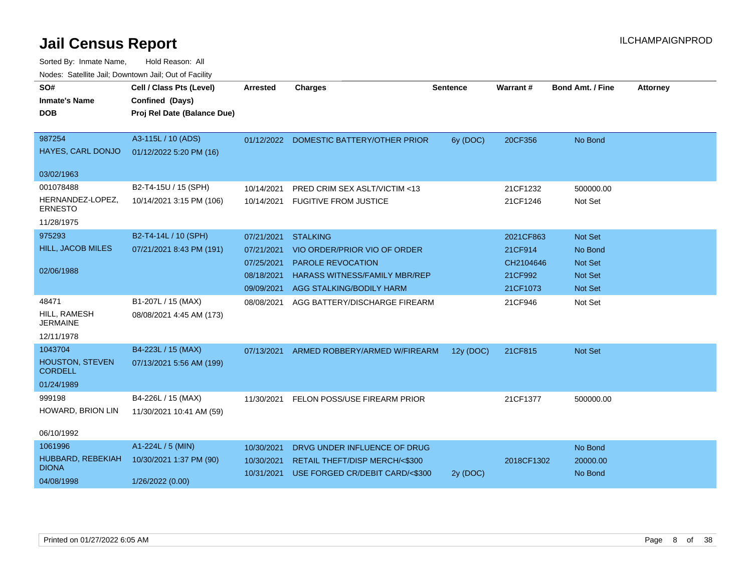# Jail Census Report

ILCHAMPAIGNPROD

Sorted By: Inmate Name, Hold Reason: All

Nodes: Satellite Jail; Downtown Jail; Out of Facility

| SO# / Inmate's Name / DOB | Cell / Class Pts (Level) / Confined (Days) / Proj Rel Date (Balance Due) | Arrested | Charges | Sentence | Warrant # | Bond Amt. / Fine | Attorney |
|---|---|---|---|---|---|---|---|
| 987254<br>HAYES, CARL DONJO<br>03/02/1963 | A3-115L / 10 (ADS)<br>01/12/2022 5:20 PM (16) | 01/12/2022 | DOMESTIC BATTERY/OTHER PRIOR | 6y (DOC) | 20CF356 | No Bond | |
| 001078488<br>HERNANDEZ-LOPEZ, ERNESTO<br>11/28/1975 | B2-T4-15U / 15 (SPH)<br>10/14/2021 3:15 PM (106) | 10/14/2021 | PRED CRIM SEX ASLT/VICTIM <13 | | 21CF1232 | 500000.00 | |
| | | 10/14/2021 | FUGITIVE FROM JUSTICE | | 21CF1246 | Not Set | |
| 975293<br>HILL, JACOB MILES<br>02/06/1988 | B2-T4-14L / 10 (SPH)<br>07/21/2021 8:43 PM (191) | 07/21/2021 | STALKING | | 2021CF863 | Not Set | |
| | | 07/21/2021 | VIO ORDER/PRIOR VIO OF ORDER | | 21CF914 | No Bond | |
| | | 07/25/2021 | PAROLE REVOCATION | | CH2104646 | Not Set | |
| | | 08/18/2021 | HARASS WITNESS/FAMILY MBR/REP | | 21CF992 | Not Set | |
| | | 09/09/2021 | AGG STALKING/BODILY HARM | | 21CF1073 | Not Set | |
| 48471<br>HILL, RAMESH JERMAINE<br>12/11/1978 | B1-207L / 15 (MAX)<br>08/08/2021 4:45 AM (173) | 08/08/2021 | AGG BATTERY/DISCHARGE FIREARM | | 21CF946 | Not Set | |
| 1043704<br>HOUSTON, STEVEN CORDELL<br>01/24/1989 | B4-223L / 15 (MAX)<br>07/13/2021 5:56 AM (199) | 07/13/2021 | ARMED ROBBERY/ARMED W/FIREARM | 12y (DOC) | 21CF815 | Not Set | |
| 999198<br>HOWARD, BRION LIN<br>06/10/1992 | B4-226L / 15 (MAX)<br>11/30/2021 10:41 AM (59) | 11/30/2021 | FELON POSS/USE FIREARM PRIOR | | 21CF1377 | 500000.00 | |
| 1061996<br>HUBBARD, REBEKIAH DIONA<br>04/08/1998 | A1-224L / 5 (MIN)<br>10/30/2021 1:37 PM (90)<br>1/26/2022 (0.00) | 10/30/2021 | DRVG UNDER INFLUENCE OF DRUG | | | No Bond | |
| | | 10/30/2021 | RETAIL THEFT/DISP MERCH/<$300 | | 2018CF1302 | 20000.00 | |
| | | 10/31/2021 | USE FORGED CR/DEBIT CARD/<$300 | 2y (DOC) | | No Bond | |

Printed on 01/27/2022 6:05 AM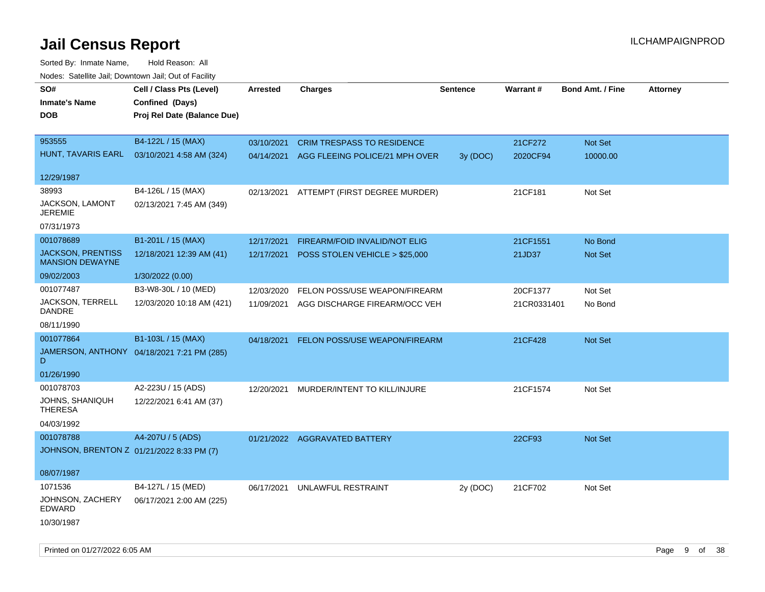# Jail Census Report

ILCHAMPAIGNPROD

Sorted By: Inmate Name, Hold Reason: All

Nodes: Satellite Jail; Downtown Jail; Out of Facility

| SO# / Inmate's Name / DOB | Cell / Class Pts (Level) / Confined (Days) / Proj Rel Date (Balance Due) | Arrested | Charges | Sentence | Warrant # | Bond Amt. / Fine | Attorney |
|---|---|---|---|---|---|---|---|
| 953555<br>HUNT, TAVARIS EARL<br>12/29/1987 | B4-122L / 15 (MAX)<br>03/10/2021 4:58 AM (324) | 03/10/2021<br>04/14/2021 | CRIM TRESPASS TO RESIDENCE<br>AGG FLEEING POLICE/21 MPH OVER | <br>3y (DOC) | 21CF272<br>2020CF94 | Not Set<br>10000.00 | |
| 38993<br>JACKSON, LAMONT JEREMIE<br>07/31/1973 | B4-126L / 15 (MAX)<br>02/13/2021 7:45 AM (349) | 02/13/2021 | ATTEMPT (FIRST DEGREE MURDER) | | 21CF181 | Not Set | |
| 001078689<br>JACKSON, PRENTISS MANSION DEWAYNE<br>09/02/2003 | B1-201L / 15 (MAX)<br>12/18/2021 12:39 AM (41)<br>1/30/2022 (0.00) | 12/17/2021<br>12/17/2021 | FIREARM/FOID INVALID/NOT ELIG<br>POSS STOLEN VEHICLE > $25,000 | | 21CF1551<br>21JD37 | No Bond<br>Not Set | |
| 001077487<br>JACKSON, TERRELL DANDRE<br>08/11/1990 | B3-W8-30L / 10 (MED)<br>12/03/2020 10:18 AM (421) | 12/03/2020<br>11/09/2021 | FELON POSS/USE WEAPON/FIREARM<br>AGG DISCHARGE FIREARM/OCC VEH | | 20CF1377<br>21CR0331401 | Not Set<br>No Bond | |
| 001077864<br>JAMERSON, ANTHONY D<br>01/26/1990 | B1-103L / 15 (MAX)<br>04/18/2021 7:21 PM (285) | 04/18/2021 | FELON POSS/USE WEAPON/FIREARM | | 21CF428 | Not Set | |
| 001078703<br>JOHNS, SHANIQUH THERESA<br>04/03/1992 | A2-223U / 15 (ADS)<br>12/22/2021 6:41 AM (37) | 12/20/2021 | MURDER/INTENT TO KILL/INJURE | | 21CF1574 | Not Set | |
| 001078788<br>JOHNSON, BRENTON Z<br>08/07/1987 | A4-207U / 5 (ADS)<br>01/21/2022 8:33 PM (7) | 01/21/2022 | AGGRAVATED BATTERY | | 22CF93 | Not Set | |
| 1071536<br>JOHNSON, ZACHERY EDWARD<br>10/30/1987 | B4-127L / 15 (MED)<br>06/17/2021 2:00 AM (225) | 06/17/2021 | UNLAWFUL RESTRAINT | 2y (DOC) | 21CF702 | Not Set | |

Printed on 01/27/2022 6:05 AM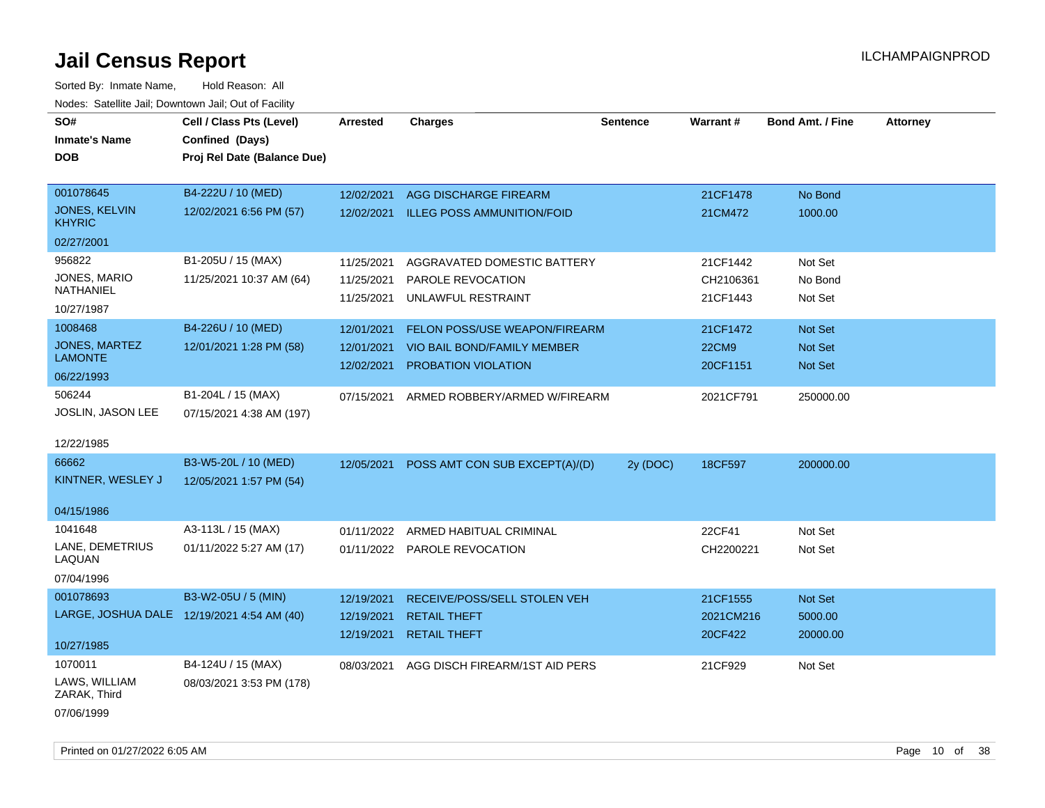# Jail Census Report

ILCHAMPAIGNPROD

Sorted By: Inmate Name, Hold Reason: All

Nodes: Satellite Jail; Downtown Jail; Out of Facility

| SO# / Inmate's Name / DOB | Cell / Class Pts (Level) / Confined (Days) / Proj Rel Date (Balance Due) | Arrested | Charges | Sentence | Warrant # | Bond Amt. / Fine | Attorney |
|---|---|---|---|---|---|---|---|
| 001078645<br>JONES, KELVIN KHYRIC<br>02/27/2001 | B4-222U / 10 (MED)<br>12/02/2021 6:56 PM (57) | 12/02/2021<br>12/02/2021 | AGG DISCHARGE FIREARM<br>ILLEG POSS AMMUNITION/FOID | | 21CF1478<br>21CM472 | No Bond<br>1000.00 | |
| 956822<br>JONES, MARIO NATHANIEL<br>10/27/1987 | B1-205U / 15 (MAX)<br>11/25/2021 10:37 AM (64) | 11/25/2021<br>11/25/2021<br>11/25/2021 | AGGRAVATED DOMESTIC BATTERY<br>PAROLE REVOCATION<br>UNLAWFUL RESTRAINT | | 21CF1442<br>CH2106361<br>21CF1443 | Not Set<br>No Bond<br>Not Set | |
| 1008468<br>JONES, MARTEZ LAMONTE<br>06/22/1993 | B4-226U / 10 (MED)<br>12/01/2021 1:28 PM (58) | 12/01/2021<br>12/01/2021<br>12/02/2021 | FELON POSS/USE WEAPON/FIREARM<br>VIO BAIL BOND/FAMILY MEMBER<br>PROBATION VIOLATION | | 21CF1472<br>22CM9<br>20CF1151 | Not Set<br>Not Set<br>Not Set | |
| 506244<br>JOSLIN, JASON LEE<br>12/22/1985 | B1-204L / 15 (MAX)<br>07/15/2021 4:38 AM (197) | 07/15/2021 | ARMED ROBBERY/ARMED W/FIREARM | | 2021CF791 | 250000.00 | |
| 66662<br>KINTNER, WESLEY J<br>04/15/1986 | B3-W5-20L / 10 (MED)<br>12/05/2021 1:57 PM (54) | 12/05/2021 | POSS AMT CON SUB EXCEPT(A)/(D) | 2y (DOC) | 18CF597 | 200000.00 | |
| 1041648<br>LANE, DEMETRIUS LAQUAN<br>07/04/1996 | A3-113L / 15 (MAX)<br>01/11/2022 5:27 AM (17) | 01/11/2022<br>01/11/2022 | ARMED HABITUAL CRIMINAL<br>PAROLE REVOCATION | | 22CF41<br>CH2200221 | Not Set<br>Not Set | |
| 001078693<br>LARGE, JOSHUA DALE<br>10/27/1985 | B3-W2-05U / 5 (MIN)<br>12/19/2021 4:54 AM (40) | 12/19/2021<br>12/19/2021<br>12/19/2021 | RECEIVE/POSS/SELL STOLEN VEH<br>RETAIL THEFT<br>RETAIL THEFT | | 21CF1555<br>2021CM216<br>20CF422 | Not Set<br>5000.00<br>20000.00 | |
| 1070011<br>LAWS, WILLIAM ZARAK, Third<br>07/06/1999 | B4-124U / 15 (MAX)<br>08/03/2021 3:53 PM (178) | 08/03/2021 | AGG DISCH FIREARM/1ST AID PERS | | 21CF929 | Not Set | |

Printed on 01/27/2022 6:05 AM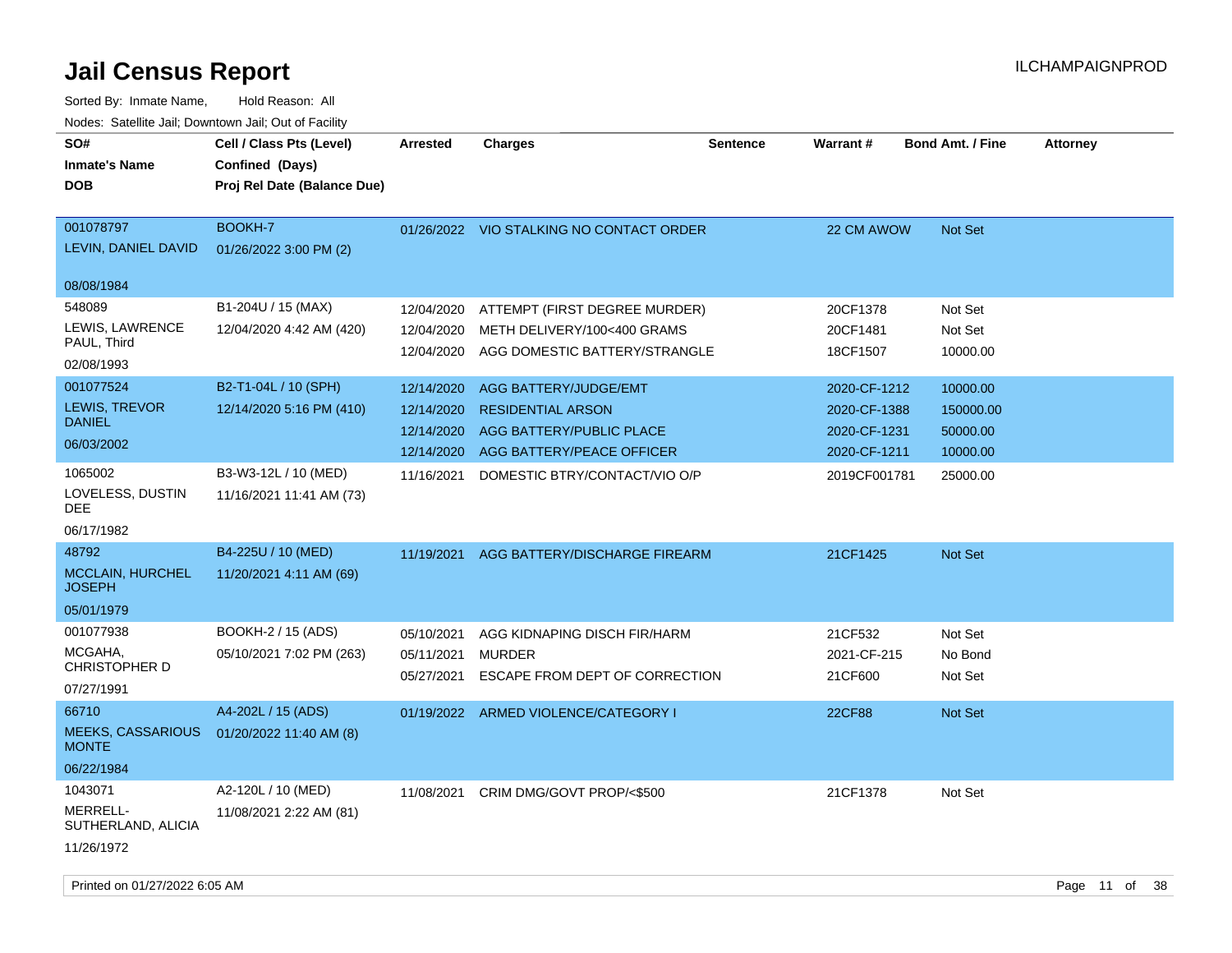# Jail Census Report

ILCHAMPAIGNPROD

Sorted By: Inmate Name, Hold Reason: All

Nodes: Satellite Jail; Downtown Jail; Out of Facility

| SO# / Inmate's Name / DOB | Cell / Class Pts (Level) / Confined (Days) / Proj Rel Date (Balance Due) | Arrested | Charges | Sentence | Warrant # | Bond Amt. / Fine | Attorney |
|---|---|---|---|---|---|---|---|
| 001078797<br>LEVIN, DANIEL DAVID<br>08/08/1984 | BOOKH-7<br>01/26/2022 3:00 PM (2) | 01/26/2022 | VIO STALKING NO CONTACT ORDER | | 22 CM AWOW | Not Set | |
| 548089<br>LEWIS, LAWRENCE PAUL, Third<br>02/08/1993 | B1-204U / 15 (MAX)<br>12/04/2020 4:42 AM (420) | 12/04/2020<br>12/04/2020<br>12/04/2020 | ATTEMPT (FIRST DEGREE MURDER)<br>METH DELIVERY/100<400 GRAMS<br>AGG DOMESTIC BATTERY/STRANGLE | | 20CF1378<br>20CF1481<br>18CF1507 | Not Set<br>Not Set<br>10000.00 | |
| 001077524<br>LEWIS, TREVOR DANIEL<br>06/03/2002 | B2-T1-04L / 10 (SPH)<br>12/14/2020 5:16 PM (410) | 12/14/2020<br>12/14/2020<br>12/14/2020<br>12/14/2020 | AGG BATTERY/JUDGE/EMT<br>RESIDENTIAL ARSON<br>AGG BATTERY/PUBLIC PLACE<br>AGG BATTERY/PEACE OFFICER | | 2020-CF-1212<br>2020-CF-1388<br>2020-CF-1231<br>2020-CF-1211 | 10000.00<br>150000.00<br>50000.00<br>10000.00 | |
| 1065002<br>LOVELESS, DUSTIN DEE<br>06/17/1982 | B3-W3-12L / 10 (MED)<br>11/16/2021 11:41 AM (73) | 11/16/2021 | DOMESTIC BTRY/CONTACT/VIO O/P | | 2019CF001781 | 25000.00 | |
| 48792<br>MCCLAIN, HURCHEL JOSEPH<br>05/01/1979 | B4-225U / 10 (MED)<br>11/20/2021 4:11 AM (69) | 11/19/2021 | AGG BATTERY/DISCHARGE FIREARM | | 21CF1425 | Not Set | |
| 001077938<br>MCGAHA, CHRISTOPHER D<br>07/27/1991 | BOOKH-2 / 15 (ADS)<br>05/10/2021 7:02 PM (263) | 05/10/2021<br>05/11/2021<br>05/27/2021 | AGG KIDNAPING DISCH FIR/HARM<br>MURDER<br>ESCAPE FROM DEPT OF CORRECTION | | 21CF532<br>2021-CF-215<br>21CF600 | Not Set<br>No Bond<br>Not Set | |
| 66710<br>MEEKS, CASSARIOUS MONTE<br>06/22/1984 | A4-202L / 15 (ADS)<br>01/20/2022 11:40 AM (8) | 01/19/2022 | ARMED VIOLENCE/CATEGORY I | | 22CF88 | Not Set | |
| 1043071<br>MERRELL-SUTHERLAND, ALICIA<br>11/26/1972 | A2-120L / 10 (MED)<br>11/08/2021 2:22 AM (81) | 11/08/2021 | CRIM DMG/GOVT PROP/<$500 | | 21CF1378 | Not Set | |

Printed on 01/27/2022 6:05 AM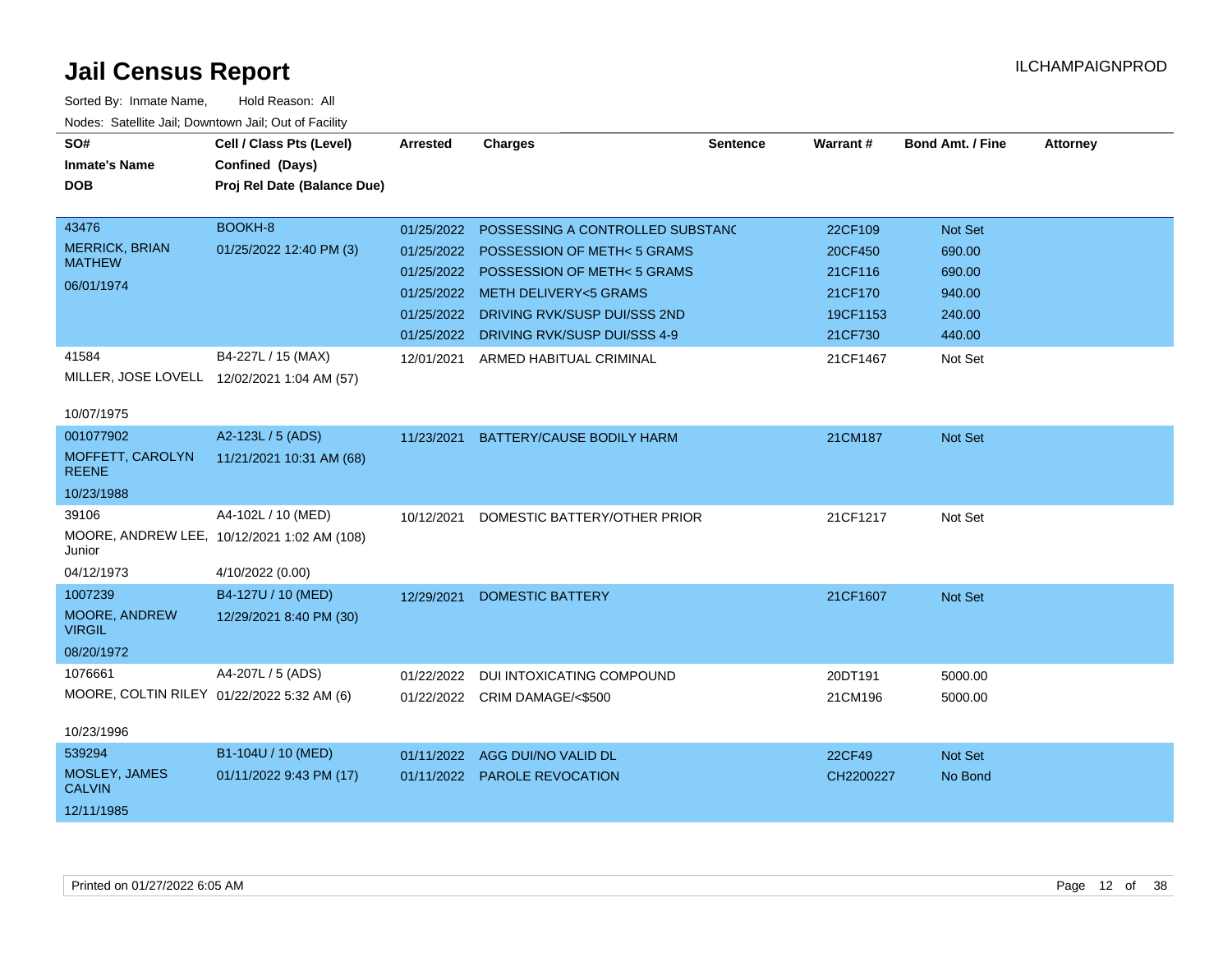# Jail Census Report

Sorted By: Inmate Name, Hold Reason: All

Nodes: Satellite Jail; Downtown Jail; Out of Facility

| SO# / Inmate's Name / DOB | Cell / Class Pts (Level) / Confined (Days) / Proj Rel Date (Balance Due) | Arrested | Charges | Sentence | Warrant # | Bond Amt. / Fine | Attorney |
|---|---|---|---|---|---|---|---|
| 43476<br>MERRICK, BRIAN MATHEW<br>06/01/1974 | BOOKH-8<br>01/25/2022 12:40 PM (3) | 01/25/2022 | POSSESSING A CONTROLLED SUBSTANC | | 22CF109 | Not Set | |
| | | 01/25/2022 | POSSESSION OF METH< 5 GRAMS | | 20CF450 | 690.00 | |
| | | 01/25/2022 | POSSESSION OF METH< 5 GRAMS | | 21CF116 | 690.00 | |
| | | 01/25/2022 | METH DELIVERY<5 GRAMS | | 21CF170 | 940.00 | |
| | | 01/25/2022 | DRIVING RVK/SUSP DUI/SSS 2ND | | 19CF1153 | 240.00 | |
| | | 01/25/2022 | DRIVING RVK/SUSP DUI/SSS 4-9 | | 21CF730 | 440.00 | |
| 41584<br>MILLER, JOSE LOVELL<br>10/07/1975 | B4-227L / 15 (MAX)<br>12/02/2021 1:04 AM (57) | 12/01/2021 | ARMED HABITUAL CRIMINAL | | 21CF1467 | Not Set | |
| 001077902<br>MOFFETT, CAROLYN REENE<br>10/23/1988 | A2-123L / 5 (ADS)<br>11/21/2021 10:31 AM (68) | 11/23/2021 | BATTERY/CAUSE BODILY HARM | | 21CM187 | Not Set | |
| 39106<br>MOORE, ANDREW LEE, Junior<br>04/12/1973 | A4-102L / 10 (MED)<br>10/12/2021 1:02 AM (108)<br>4/10/2022 (0.00) | 10/12/2021 | DOMESTIC BATTERY/OTHER PRIOR | | 21CF1217 | Not Set | |
| 1007239<br>MOORE, ANDREW VIRGIL<br>08/20/1972 | B4-127U / 10 (MED)<br>12/29/2021 8:40 PM (30) | 12/29/2021 | DOMESTIC BATTERY | | 21CF1607 | Not Set | |
| 1076661<br>MOORE, COLTIN RILEY<br>10/23/1996 | A4-207L / 5 (ADS)<br>01/22/2022 5:32 AM (6) | 01/22/2022 | DUI INTOXICATING COMPOUND | | 20DT191 | 5000.00 | |
| | | 01/22/2022 | CRIM DAMAGE/<$500 | | 21CM196 | 5000.00 | |
| 539294<br>MOSLEY, JAMES CALVIN<br>12/11/1985 | B1-104U / 10 (MED)<br>01/11/2022 9:43 PM (17) | 01/11/2022 | AGG DUI/NO VALID DL | | 22CF49 | Not Set | |
| | | 01/11/2022 | PAROLE REVOCATION | | CH2200227 | No Bond | |

Printed on 01/27/2022 6:05 AM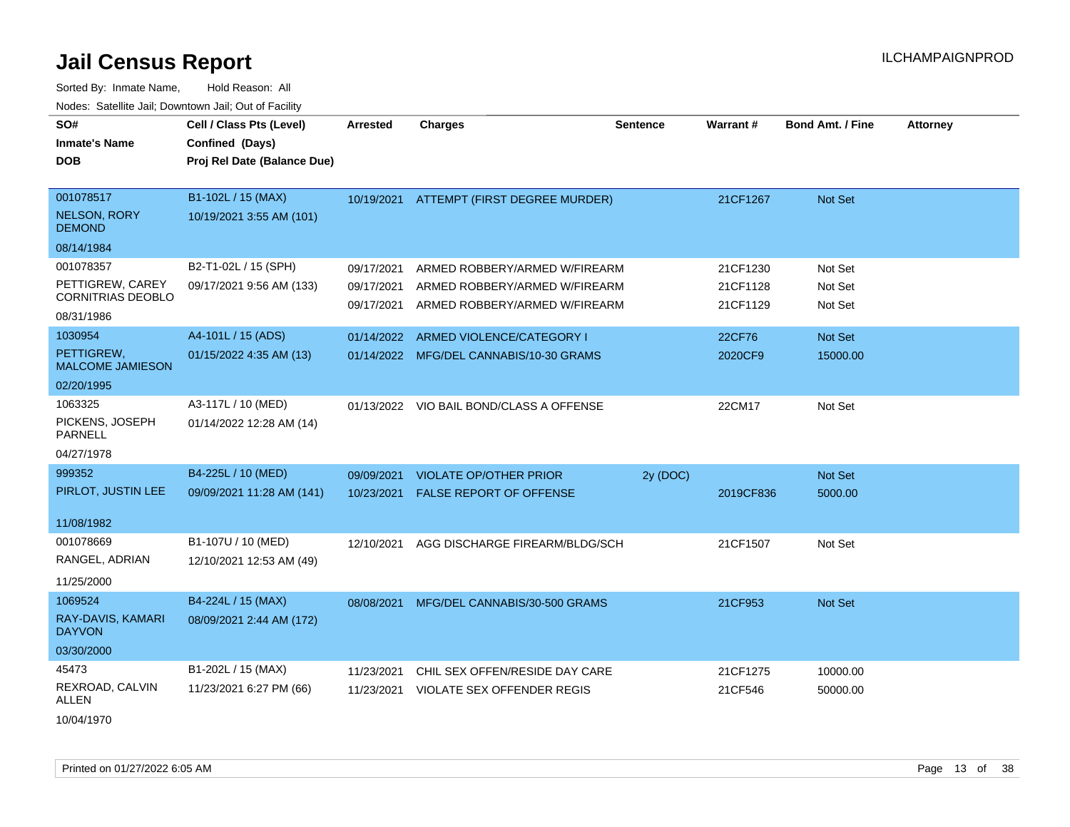# Jail Census Report

ILCHAMPAIGNPROD

Sorted By: Inmate Name, Hold Reason: All

Nodes: Satellite Jail; Downtown Jail; Out of Facility

| SO# / Inmate's Name / DOB | Cell / Class Pts (Level) / Confined (Days) / Proj Rel Date (Balance Due) | Arrested | Charges | Sentence | Warrant # | Bond Amt. / Fine | Attorney |
|---|---|---|---|---|---|---|---|
| 001078517<br>NELSON, RORY DEMOND<br>08/14/1984 | B1-102L / 15 (MAX)<br>10/19/2021 3:55 AM (101) | 10/19/2021 | ATTEMPT (FIRST DEGREE MURDER) | | 21CF1267 | Not Set | |
| 001078357<br>PETTIGREW, CAREY CORNITRIAS DEOBLO<br>08/31/1986 | B2-T1-02L / 15 (SPH)<br>09/17/2021 9:56 AM (133) | 09/17/2021 | ARMED ROBBERY/ARMED W/FIREARM | | 21CF1230 | Not Set | |
| | | 09/17/2021 | ARMED ROBBERY/ARMED W/FIREARM | | 21CF1128 | Not Set | |
| | | 09/17/2021 | ARMED ROBBERY/ARMED W/FIREARM | | 21CF1129 | Not Set | |
| 1030954<br>PETTIGREW, MALCOME JAMIESON<br>02/20/1995 | A4-101L / 15 (ADS)<br>01/15/2022 4:35 AM (13) | 01/14/2022 | ARMED VIOLENCE/CATEGORY I | | 22CF76 | Not Set | |
| | | 01/14/2022 | MFG/DEL CANNABIS/10-30 GRAMS | | 2020CF9 | 15000.00 | |
| 1063325<br>PICKENS, JOSEPH PARNELL<br>04/27/1978 | A3-117L / 10 (MED)<br>01/14/2022 12:28 AM (14) | 01/13/2022 | VIO BAIL BOND/CLASS A OFFENSE | | 22CM17 | Not Set | |
| 999352<br>PIRLOT, JUSTIN LEE<br>11/08/1982 | B4-225L / 10 (MED)<br>09/09/2021 11:28 AM (141) | 09/09/2021 | VIOLATE OP/OTHER PRIOR | 2y (DOC) | | Not Set | |
| | | 10/23/2021 | FALSE REPORT OF OFFENSE | | 2019CF836 | 5000.00 | |
| 001078669<br>RANGEL, ADRIAN<br>11/25/2000 | B1-107U / 10 (MED)<br>12/10/2021 12:53 AM (49) | 12/10/2021 | AGG DISCHARGE FIREARM/BLDG/SCH | | 21CF1507 | Not Set | |
| 1069524<br>RAY-DAVIS, KAMARI DAYVON<br>03/30/2000 | B4-224L / 15 (MAX)<br>08/09/2021 2:44 AM (172) | 08/08/2021 | MFG/DEL CANNABIS/30-500 GRAMS | | 21CF953 | Not Set | |
| 45473<br>REXROAD, CALVIN ALLEN<br>10/04/1970 | B1-202L / 15 (MAX)<br>11/23/2021 6:27 PM (66) | 11/23/2021 | CHIL SEX OFFEN/RESIDE DAY CARE | | 21CF1275 | 10000.00 | |
| | | 11/23/2021 | VIOLATE SEX OFFENDER REGIS | | 21CF546 | 50000.00 | |

Printed on 01/27/2022 6:05 AM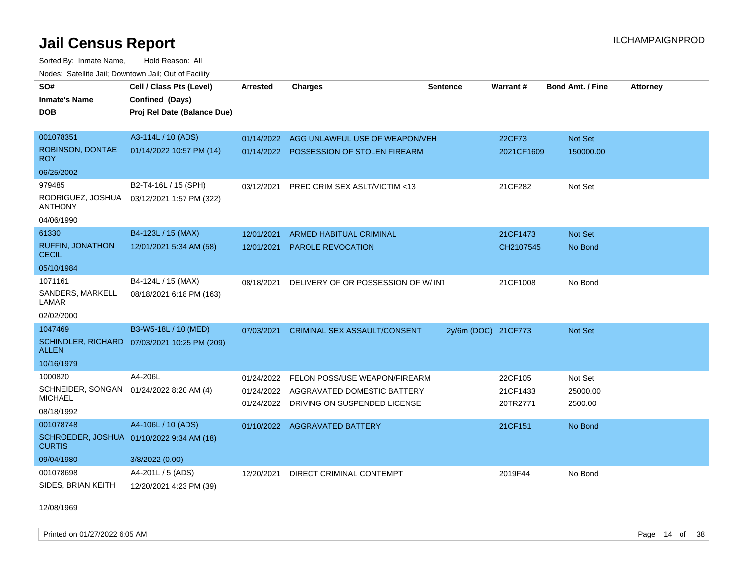# Jail Census Report

ILCHAMPAIGNPROD

Sorted By: Inmate Name, Hold Reason: All

Nodes: Satellite Jail; Downtown Jail; Out of Facility

| SO# / Inmate's Name / DOB | Cell / Class Pts (Level) / Confined (Days) / Proj Rel Date (Balance Due) | Arrested | Charges | Sentence | Warrant # | Bond Amt. / Fine | Attorney |
|---|---|---|---|---|---|---|---|
| 001078351<br>ROBINSON, DONTAE ROY<br>06/25/2002 | A3-114L / 10 (ADS)<br>01/14/2022 10:57 PM (14) | 01/14/2022<br>01/14/2022 | AGG UNLAWFUL USE OF WEAPON/VEH<br>POSSESSION OF STOLEN FIREARM | | 22CF73<br>2021CF1609 | Not Set<br>150000.00 | |
| 979485<br>RODRIGUEZ, JOSHUA ANTHONY<br>04/06/1990 | B2-T4-16L / 15 (SPH)<br>03/12/2021 1:57 PM (322) | 03/12/2021 | PRED CRIM SEX ASLT/VICTIM <13 | | 21CF282 | Not Set | |
| 61330<br>RUFFIN, JONATHON CECIL<br>05/10/1984 | B4-123L / 15 (MAX)<br>12/01/2021 5:34 AM (58) | 12/01/2021<br>12/01/2021 | ARMED HABITUAL CRIMINAL<br>PAROLE REVOCATION | | 21CF1473<br>CH2107545 | Not Set<br>No Bond | |
| 1071161<br>SANDERS, MARKELL LAMAR<br>02/02/2000 | B4-124L / 15 (MAX)<br>08/18/2021 6:18 PM (163) | 08/18/2021 | DELIVERY OF OR POSSESSION OF W/ INT | | 21CF1008 | No Bond | |
| 1047469<br>SCHINDLER, RICHARD ALLEN<br>10/16/1979 | B3-W5-18L / 10 (MED)<br>07/03/2021 10:25 PM (209) | 07/03/2021 | CRIMINAL SEX ASSAULT/CONSENT | 2y/6m (DOC) | 21CF773 | Not Set | |
| 1000820<br>SCHNEIDER, SONGAN MICHAEL<br>08/18/1992 | A4-206L<br>01/24/2022 8:20 AM (4) | 01/24/2022<br>01/24/2022<br>01/24/2022 | FELON POSS/USE WEAPON/FIREARM<br>AGGRAVATED DOMESTIC BATTERY<br>DRIVING ON SUSPENDED LICENSE | | 22CF105<br>21CF1433<br>20TR2771 | Not Set<br>25000.00<br>2500.00 | |
| 001078748<br>SCHROEDER, JOSHUA CURTIS<br>09/04/1980 | A4-106L / 10 (ADS)<br>01/10/2022 9:34 AM (18)<br>3/8/2022 (0.00) | 01/10/2022 | AGGRAVATED BATTERY | | 21CF151 | No Bond | |
| 001078698<br>SIDES, BRIAN KEITH<br>12/08/1969 | A4-201L / 5 (ADS)<br>12/20/2021 4:23 PM (39) | 12/20/2021 | DIRECT CRIMINAL CONTEMPT | | 2019F44 | No Bond | |

Printed on 01/27/2022 6:05 AM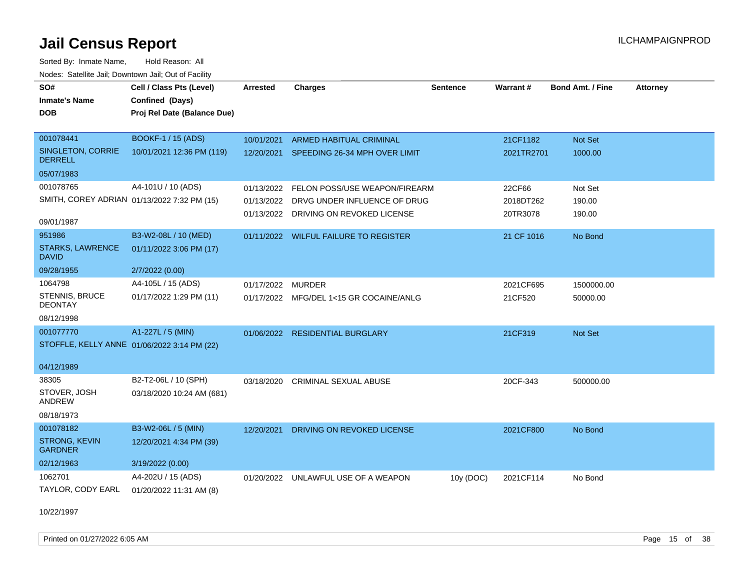# Jail Census Report

ILCHAMPAIGNPROD

Sorted By: Inmate Name, Hold Reason: All

Nodes: Satellite Jail; Downtown Jail; Out of Facility

| SO# / Inmate's Name / DOB | Cell / Class Pts (Level) / Confined (Days) / Proj Rel Date (Balance Due) | Arrested | Charges | Sentence | Warrant # | Bond Amt. / Fine | Attorney |
|---|---|---|---|---|---|---|---|
| 001078441 | BOOKF-1 / 15 (ADS) | 10/01/2021 | ARMED HABITUAL CRIMINAL | | 21CF1182 | Not Set | |
| SINGLETON, CORRIE DERRELL | 10/01/2021 12:36 PM (119) | 12/20/2021 | SPEEDING 26-34 MPH OVER LIMIT | | 2021TR2701 | 1000.00 | |
| 05/07/1983 | | | | | | | |
| 001078765 | A4-101U / 10 (ADS) | 01/13/2022 | FELON POSS/USE WEAPON/FIREARM | | 22CF66 | Not Set | |
| SMITH, COREY ADRIAN | 01/13/2022 7:32 PM (15) | 01/13/2022 | DRVG UNDER INFLUENCE OF DRUG | | 2018DT262 | 190.00 | |
| 09/01/1987 | | 01/13/2022 | DRIVING ON REVOKED LICENSE | | 20TR3078 | 190.00 | |
| 951986 | B3-W2-08L / 10 (MED) | 01/11/2022 | WILFUL FAILURE TO REGISTER | | 21 CF 1016 | No Bond | |
| STARKS, LAWRENCE DAVID | 01/11/2022 3:06 PM (17) | | | | | | |
| 09/28/1955 | 2/7/2022 (0.00) | | | | | | |
| 1064798 | A4-105L / 15 (ADS) | 01/17/2022 | MURDER | | 2021CF695 | 1500000.00 | |
| STENNIS, BRUCE DEONTAY | 01/17/2022 1:29 PM (11) | 01/17/2022 | MFG/DEL 1<15 GR COCAINE/ANLG | | 21CF520 | 50000.00 | |
| 08/12/1998 | | | | | | | |
| 001077770 | A1-227L / 5 (MIN) | 01/06/2022 | RESIDENTIAL BURGLARY | | 21CF319 | Not Set | |
| STOFFLE, KELLY ANNE | 01/06/2022 3:14 PM (22) | | | | | | |
| 04/12/1989 | | | | | | | |
| 38305 | B2-T2-06L / 10 (SPH) | 03/18/2020 | CRIMINAL SEXUAL ABUSE | | 20CF-343 | 500000.00 | |
| STOVER, JOSH ANDREW | 03/18/2020 10:24 AM (681) | | | | | | |
| 08/18/1973 | | | | | | | |
| 001078182 | B3-W2-06L / 5 (MIN) | 12/20/2021 | DRIVING ON REVOKED LICENSE | | 2021CF800 | No Bond | |
| STRONG, KEVIN GARDNER | 12/20/2021 4:34 PM (39) | | | | | | |
| 02/12/1963 | 3/19/2022 (0.00) | | | | | | |
| 1062701 | A4-202U / 15 (ADS) | 01/20/2022 | UNLAWFUL USE OF A WEAPON | 10y (DOC) | 2021CF114 | No Bond | |
| TAYLOR, CODY EARL | 01/20/2022 11:31 AM (8) | | | | | | |
| 10/22/1997 | | | | | | | |

Printed on 01/27/2022 6:05 AM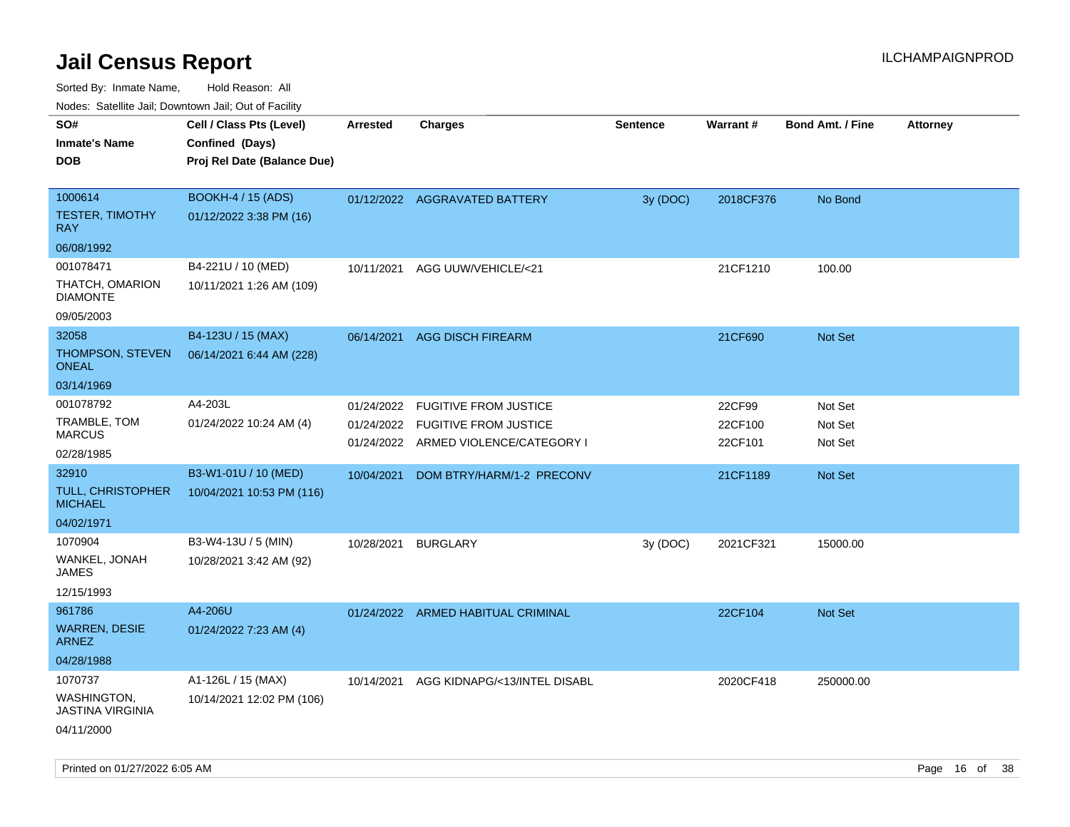# Jail Census Report

ILCHAMPAIGNPROD

Sorted By: Inmate Name, Hold Reason: All

Nodes: Satellite Jail; Downtown Jail; Out of Facility

| SO# / Inmate's Name / DOB | Cell / Class Pts (Level) / Confined (Days) / Proj Rel Date (Balance Due) | Arrested | Charges | Sentence | Warrant # | Bond Amt. / Fine | Attorney |
|---|---|---|---|---|---|---|---|
| 1000614<br>TESTER, TIMOTHY RAY<br>06/08/1992 | BOOKH-4 / 15 (ADS)<br>01/12/2022 3:38 PM (16) | 01/12/2022 | AGGRAVATED BATTERY | 3y (DOC) | 2018CF376 | No Bond | |
| 001078471<br>THATCH, OMARION DIAMONTE<br>09/05/2003 | B4-221U / 10 (MED)<br>10/11/2021 1:26 AM (109) | 10/11/2021 | AGG UUW/VEHICLE/<21 | | 21CF1210 | 100.00 | |
| 32058<br>THOMPSON, STEVEN ONEAL<br>03/14/1969 | B4-123U / 15 (MAX)<br>06/14/2021 6:44 AM (228) | 06/14/2021 | AGG DISCH FIREARM | | 21CF690 | Not Set | |
| 001078792<br>TRAMBLE, TOM MARCUS<br>02/28/1985 | A4-203L<br>01/24/2022 10:24 AM (4) | 01/24/2022<br>01/24/2022<br>01/24/2022 | FUGITIVE FROM JUSTICE<br>FUGITIVE FROM JUSTICE<br>ARMED VIOLENCE/CATEGORY I | | 22CF99<br>22CF100<br>22CF101 | Not Set<br>Not Set<br>Not Set | |
| 32910<br>TULL, CHRISTOPHER MICHAEL<br>04/02/1971 | B3-W1-01U / 10 (MED)<br>10/04/2021 10:53 PM (116) | 10/04/2021 | DOM BTRY/HARM/1-2 PRECONV | | 21CF1189 | Not Set | |
| 1070904<br>WANKEL, JONAH JAMES<br>12/15/1993 | B3-W4-13U / 5 (MIN)<br>10/28/2021 3:42 AM (92) | 10/28/2021 | BURGLARY | 3y (DOC) | 2021CF321 | 15000.00 | |
| 961786<br>WARREN, DESIE ARNEZ<br>04/28/1988 | A4-206U<br>01/24/2022 7:23 AM (4) | 01/24/2022 | ARMED HABITUAL CRIMINAL | | 22CF104 | Not Set | |
| 1070737<br>WASHINGTON, JASTINA VIRGINIA<br>04/11/2000 | A1-126L / 15 (MAX)<br>10/14/2021 12:02 PM (106) | 10/14/2021 | AGG KIDNAPG/<13/INTEL DISABL | | 2020CF418 | 250000.00 | |

Printed on 01/27/2022 6:05 AM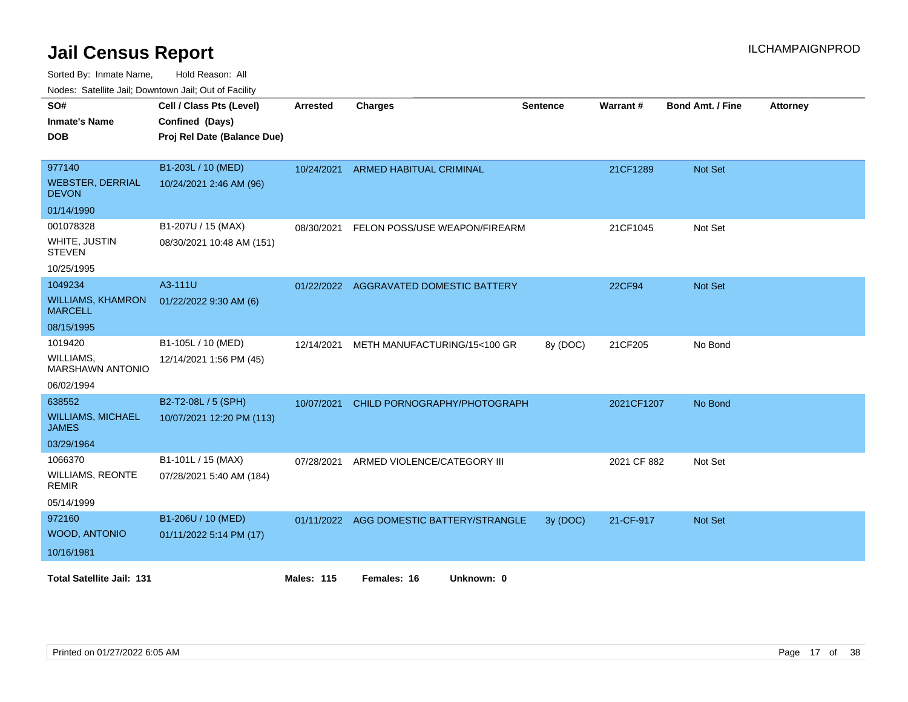# Jail Census Report

ILCHAMPAIGNPROD

Sorted By: Inmate Name, Hold Reason: All

Nodes: Satellite Jail; Downtown Jail; Out of Facility

| SO# / Inmate's Name / DOB | Cell / Class Pts (Level) / Confined (Days) / Proj Rel Date (Balance Due) | Arrested | Charges | Sentence | Warrant # | Bond Amt. / Fine | Attorney |
|---|---|---|---|---|---|---|---|
| 977140 WEBSTER, DERRIAL DEVON 01/14/1990 | B1-203L / 10 (MED) 10/24/2021 2:46 AM (96) | 10/24/2021 | ARMED HABITUAL CRIMINAL | | 21CF1289 | Not Set | |
| 001078328 WHITE, JUSTIN STEVEN 10/25/1995 | B1-207U / 15 (MAX) 08/30/2021 10:48 AM (151) | 08/30/2021 | FELON POSS/USE WEAPON/FIREARM | | 21CF1045 | Not Set | |
| 1049234 WILLIAMS, KHAMRON MARCELL 08/15/1995 | A3-111U 01/22/2022 9:30 AM (6) | 01/22/2022 | AGGRAVATED DOMESTIC BATTERY | | 22CF94 | Not Set | |
| 1019420 WILLIAMS, MARSHAWN ANTONIO 06/02/1994 | B1-105L / 10 (MED) 12/14/2021 1:56 PM (45) | 12/14/2021 | METH MANUFACTURING/15<100 GR | 8y (DOC) | 21CF205 | No Bond | |
| 638552 WILLIAMS, MICHAEL JAMES 03/29/1964 | B2-T2-08L / 5 (SPH) 10/07/2021 12:20 PM (113) | 10/07/2021 | CHILD PORNOGRAPHY/PHOTOGRAPH | | 2021CF1207 | No Bond | |
| 1066370 WILLIAMS, REONTE REMIR 05/14/1999 | B1-101L / 15 (MAX) 07/28/2021 5:40 AM (184) | 07/28/2021 | ARMED VIOLENCE/CATEGORY III | | 2021 CF 882 | Not Set | |
| 972160 WOOD, ANTONIO 10/16/1981 | B1-206U / 10 (MED) 01/11/2022 5:14 PM (17) | 01/11/2022 | AGG DOMESTIC BATTERY/STRANGLE | 3y (DOC) | 21-CF-917 | Not Set | |

**Total Satellite Jail: 131** **Males: 115** **Females: 16** **Unknown: 0**

Printed on 01/27/2022 6:05 AM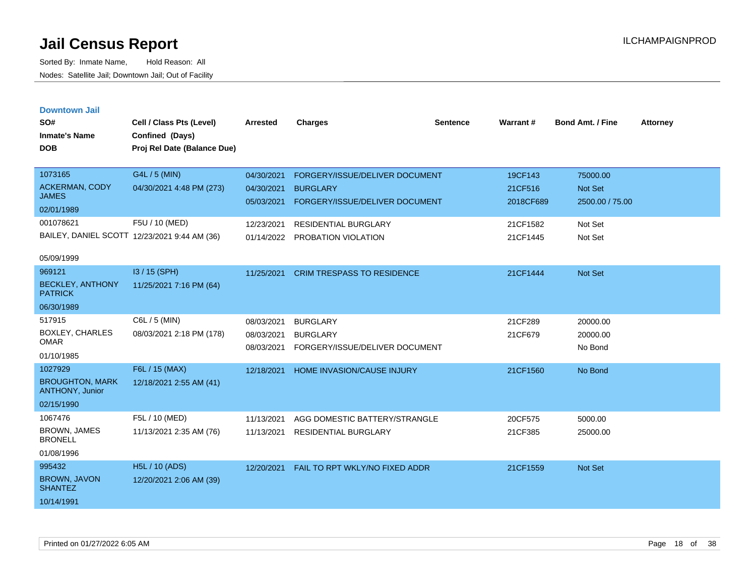# Jail Census Report

Sorted By: Inmate Name, Hold Reason: All

Nodes: Satellite Jail; Downtown Jail; Out of Facility

ILCHAMPAIGNPROD

## Downtown Jail

| SO# / Inmate's Name / DOB | Cell / Class Pts (Level) / Confined (Days) / Proj Rel Date (Balance Due) | Arrested | Charges | Sentence | Warrant # | Bond Amt. / Fine | Attorney |
|---|---|---|---|---|---|---|---|
| 1073165 ACKERMAN, CODY JAMES 02/01/1989 | G4L / 5 (MIN) 04/30/2021 4:48 PM (273) | 04/30/2021 | FORGERY/ISSUE/DELIVER DOCUMENT | | 19CF143 | 75000.00 | |
| | | 04/30/2021 | BURGLARY | | 21CF516 | Not Set | |
| | | 05/03/2021 | FORGERY/ISSUE/DELIVER DOCUMENT | | 2018CF689 | 2500.00 / 75.00 | |
| 001078621 BAILEY, DANIEL SCOTT 05/09/1999 | F5U / 10 (MED) 12/23/2021 9:44 AM (36) | 12/23/2021 | RESIDENTIAL BURGLARY | | 21CF1582 | Not Set | |
| | | 01/14/2022 | PROBATION VIOLATION | | 21CF1445 | Not Set | |
| 969121 BECKLEY, ANTHONY PATRICK 06/30/1989 | I3 / 15 (SPH) 11/25/2021 7:16 PM (64) | 11/25/2021 | CRIM TRESPASS TO RESIDENCE | | 21CF1444 | Not Set | |
| 517915 BOXLEY, CHARLES OMAR 01/10/1985 | C6L / 5 (MIN) 08/03/2021 2:18 PM (178) | 08/03/2021 | BURGLARY | | 21CF289 | 20000.00 | |
| | | 08/03/2021 | BURGLARY | | 21CF679 | 20000.00 | |
| | | 08/03/2021 | FORGERY/ISSUE/DELIVER DOCUMENT | | | No Bond | |
| 1027929 BROUGHTON, MARK ANTHONY, Junior 02/15/1990 | F6L / 15 (MAX) 12/18/2021 2:55 AM (41) | 12/18/2021 | HOME INVASION/CAUSE INJURY | | 21CF1560 | No Bond | |
| 1067476 BROWN, JAMES BRONELL 01/08/1996 | F5L / 10 (MED) 11/13/2021 2:35 AM (76) | 11/13/2021 | AGG DOMESTIC BATTERY/STRANGLE | | 20CF575 | 5000.00 | |
| | | 11/13/2021 | RESIDENTIAL BURGLARY | | 21CF385 | 25000.00 | |
| 995432 BROWN, JAVON SHANTEZ 10/14/1991 | H5L / 10 (ADS) 12/20/2021 2:06 AM (39) | 12/20/2021 | FAIL TO RPT WKLY/NO FIXED ADDR | | 21CF1559 | Not Set | |

Printed on 01/27/2022 6:05 AM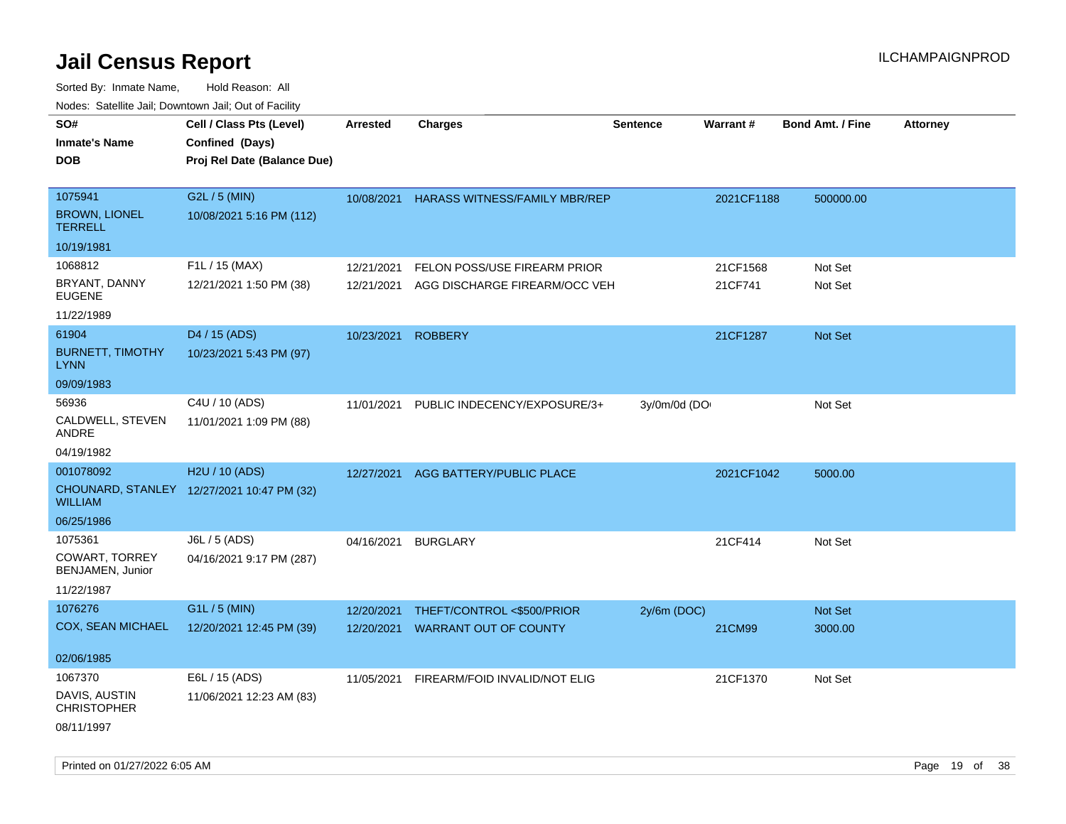# Jail Census Report

ILCHAMPAIGNPROD

Sorted By: Inmate Name, Hold Reason: All

Nodes: Satellite Jail; Downtown Jail; Out of Facility

| SO# / Inmate's Name / DOB | Cell / Class Pts (Level) / Confined (Days) / Proj Rel Date (Balance Due) | Arrested | Charges | Sentence | Warrant # | Bond Amt. / Fine | Attorney |
|---|---|---|---|---|---|---|---|
| 1075941<br>BROWN, LIONEL TERRELL<br>10/19/1981 | G2L / 5 (MIN)<br>10/08/2021 5:16 PM (112) | 10/08/2021 | HARASS WITNESS/FAMILY MBR/REP | | 2021CF1188 | 500000.00 | |
| 1068812<br>BRYANT, DANNY EUGENE<br>11/22/1989 | F1L / 15 (MAX)<br>12/21/2021 1:50 PM (38) | 12/21/2021 | FELON POSS/USE FIREARM PRIOR | | 21CF1568 | Not Set | |
| | | 12/21/2021 | AGG DISCHARGE FIREARM/OCC VEH | | 21CF741 | Not Set | |
| 61904<br>BURNETT, TIMOTHY LYNN<br>09/09/1983 | D4 / 15 (ADS)<br>10/23/2021 5:43 PM (97) | 10/23/2021 | ROBBERY | | 21CF1287 | Not Set | |
| 56936<br>CALDWELL, STEVEN ANDRE<br>04/19/1982 | C4U / 10 (ADS)<br>11/01/2021 1:09 PM (88) | 11/01/2021 | PUBLIC INDECENCY/EXPOSURE/3+ | 3y/0m/0d (DO | | Not Set | |
| 001078092<br>CHOUNARD, STANLEY WILLIAM<br>06/25/1986 | H2U / 10 (ADS)<br>12/27/2021 10:47 PM (32) | 12/27/2021 | AGG BATTERY/PUBLIC PLACE | | 2021CF1042 | 5000.00 | |
| 1075361<br>COWART, TORREY BENJAMEN, Junior<br>11/22/1987 | J6L / 5 (ADS)<br>04/16/2021 9:17 PM (287) | 04/16/2021 | BURGLARY | | 21CF414 | Not Set | |
| 1076276<br>COX, SEAN MICHAEL<br>02/06/1985 | G1L / 5 (MIN)<br>12/20/2021 12:45 PM (39) | 12/20/2021 | THEFT/CONTROL <$500/PRIOR | 2y/6m (DOC) | | Not Set | |
| | | 12/20/2021 | WARRANT OUT OF COUNTY | | 21CM99 | 3000.00 | |
| 1067370<br>DAVIS, AUSTIN CHRISTOPHER<br>08/11/1997 | E6L / 15 (ADS)<br>11/06/2021 12:23 AM (83) | 11/05/2021 | FIREARM/FOID INVALID/NOT ELIG | | 21CF1370 | Not Set | |

Printed on 01/27/2022 6:05 AM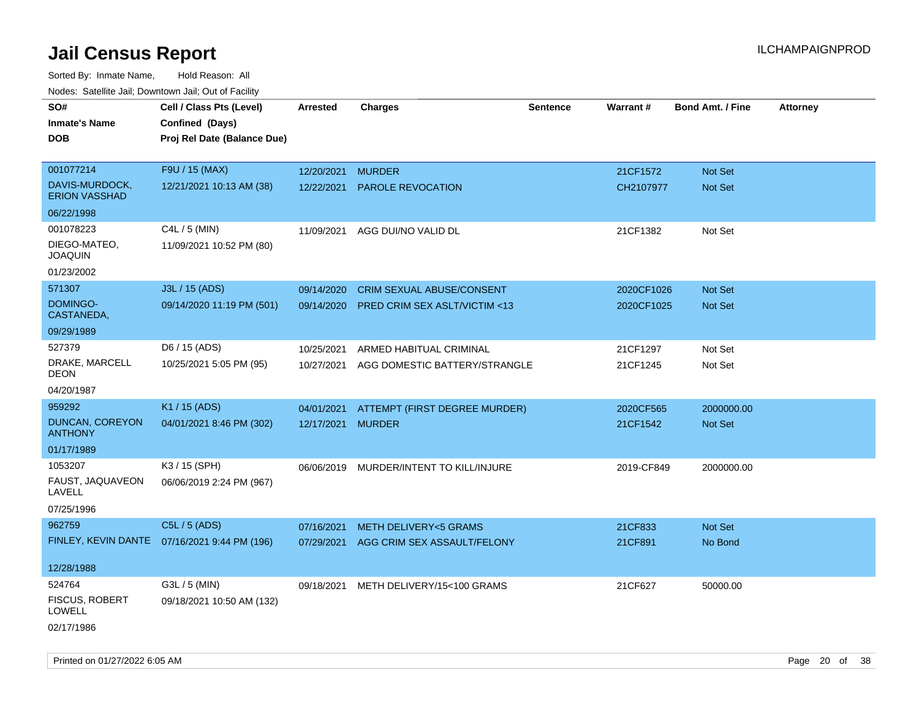# Jail Census Report

ILCHAMPAIGNPROD

Sorted By: Inmate Name, Hold Reason: All

Nodes: Satellite Jail; Downtown Jail; Out of Facility

| SO# / Inmate's Name / DOB | Cell / Class Pts (Level) / Confined (Days) / Proj Rel Date (Balance Due) | Arrested | Charges | Sentence | Warrant # | Bond Amt. / Fine | Attorney |
|---|---|---|---|---|---|---|---|
| 001077214 DAVIS-MURDOCK, ERION VASSHAD 06/22/1998 | F9U / 15 (MAX) 12/21/2021 10:13 AM (38) | 12/20/2021 | MURDER | | 21CF1572 | Not Set | |
| | | 12/22/2021 | PAROLE REVOCATION | | CH2107977 | Not Set | |
| 001078223 DIEGO-MATEO, JOAQUIN 01/23/2002 | C4L / 5 (MIN) 11/09/2021 10:52 PM (80) | 11/09/2021 | AGG DUI/NO VALID DL | | 21CF1382 | Not Set | |
| 571307 DOMINGO-CASTANEDA, 09/29/1989 | J3L / 15 (ADS) 09/14/2020 11:19 PM (501) | 09/14/2020 | CRIM SEXUAL ABUSE/CONSENT | | 2020CF1026 | Not Set | |
| | | 09/14/2020 | PRED CRIM SEX ASLT/VICTIM <13 | | 2020CF1025 | Not Set | |
| 527379 DRAKE, MARCELL DEON 04/20/1987 | D6 / 15 (ADS) 10/25/2021 5:05 PM (95) | 10/25/2021 | ARMED HABITUAL CRIMINAL | | 21CF1297 | Not Set | |
| | | 10/27/2021 | AGG DOMESTIC BATTERY/STRANGLE | | 21CF1245 | Not Set | |
| 959292 DUNCAN, COREYON ANTHONY 01/17/1989 | K1 / 15 (ADS) 04/01/2021 8:46 PM (302) | 04/01/2021 | ATTEMPT (FIRST DEGREE MURDER) | | 2020CF565 | 2000000.00 | |
| | | 12/17/2021 | MURDER | | 21CF1542 | Not Set | |
| 1053207 FAUST, JAQUAVEON LAVELL 07/25/1996 | K3 / 15 (SPH) 06/06/2019 2:24 PM (967) | 06/06/2019 | MURDER/INTENT TO KILL/INJURE | | 2019-CF849 | 2000000.00 | |
| 962759 FINLEY, KEVIN DANTE 12/28/1988 | C5L / 5 (ADS) 07/16/2021 9:44 PM (196) | 07/16/2021 | METH DELIVERY<5 GRAMS | | 21CF833 | Not Set | |
| | | 07/29/2021 | AGG CRIM SEX ASSAULT/FELONY | | 21CF891 | No Bond | |
| 524764 FISCUS, ROBERT LOWELL 02/17/1986 | G3L / 5 (MIN) 09/18/2021 10:50 AM (132) | 09/18/2021 | METH DELIVERY/15<100 GRAMS | | 21CF627 | 50000.00 | |

Printed on 01/27/2022 6:05 AM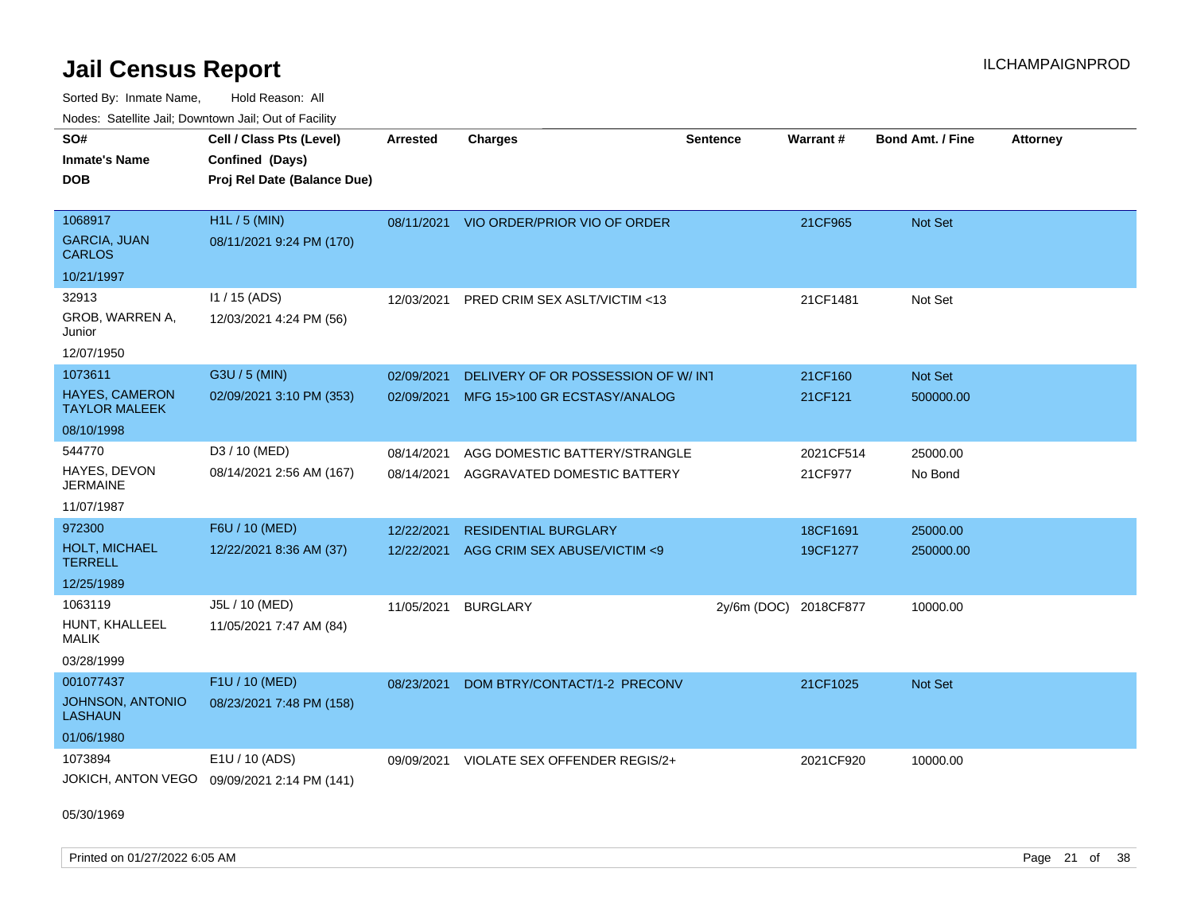# Jail Census Report

Sorted By: Inmate Name, Hold Reason: All

Nodes: Satellite Jail; Downtown Jail; Out of Facility

| SO# / Inmate's Name / DOB | Cell / Class Pts (Level) / Confined (Days) / Proj Rel Date (Balance Due) | Arrested | Charges | Sentence | Warrant # | Bond Amt. / Fine | Attorney |
|---|---|---|---|---|---|---|---|
| 1068917<br>GARCIA, JUAN CARLOS<br>10/21/1997 | H1L / 5 (MIN)<br>08/11/2021 9:24 PM (170) | 08/11/2021 | VIO ORDER/PRIOR VIO OF ORDER | | 21CF965 | Not Set | |
| 32913<br>GROB, WARREN A, Junior<br>12/07/1950 | I1 / 15 (ADS)<br>12/03/2021 4:24 PM (56) | 12/03/2021 | PRED CRIM SEX ASLT/VICTIM <13 | | 21CF1481 | Not Set | |
| 1073611<br>HAYES, CAMERON TAYLOR MALEEK<br>08/10/1998 | G3U / 5 (MIN)<br>02/09/2021 3:10 PM (353) | 02/09/2021<br>02/09/2021 | DELIVERY OF OR POSSESSION OF W/ INT<br>MFG 15>100 GR ECSTASY/ANALOG | | 21CF160<br>21CF121 | Not Set<br>500000.00 | |
| 544770<br>HAYES, DEVON JERMAINE<br>11/07/1987 | D3 / 10 (MED)<br>08/14/2021 2:56 AM (167) | 08/14/2021<br>08/14/2021 | AGG DOMESTIC BATTERY/STRANGLE<br>AGGRAVATED DOMESTIC BATTERY | | 2021CF514<br>21CF977 | 25000.00<br>No Bond | |
| 972300<br>HOLT, MICHAEL TERRELL<br>12/25/1989 | F6U / 10 (MED)<br>12/22/2021 8:36 AM (37) | 12/22/2021<br>12/22/2021 | RESIDENTIAL BURGLARY<br>AGG CRIM SEX ABUSE/VICTIM <9 | | 18CF1691<br>19CF1277 | 25000.00<br>250000.00 | |
| 1063119<br>HUNT, KHALLEEL MALIK<br>03/28/1999 | J5L / 10 (MED)<br>11/05/2021 7:47 AM (84) | 11/05/2021 | BURGLARY | 2y/6m (DOC) | 2018CF877 | 10000.00 | |
| 001077437<br>JOHNSON, ANTONIO LASHAUN<br>01/06/1980 | F1U / 10 (MED)<br>08/23/2021 7:48 PM (158) | 08/23/2021 | DOM BTRY/CONTACT/1-2 PRECONV | | 21CF1025 | Not Set | |
| 1073894<br>JOKICH, ANTON VEGO<br>05/30/1969 | E1U / 10 (ADS)<br>09/09/2021 2:14 PM (141) | 09/09/2021 | VIOLATE SEX OFFENDER REGIS/2+ | | 2021CF920 | 10000.00 | |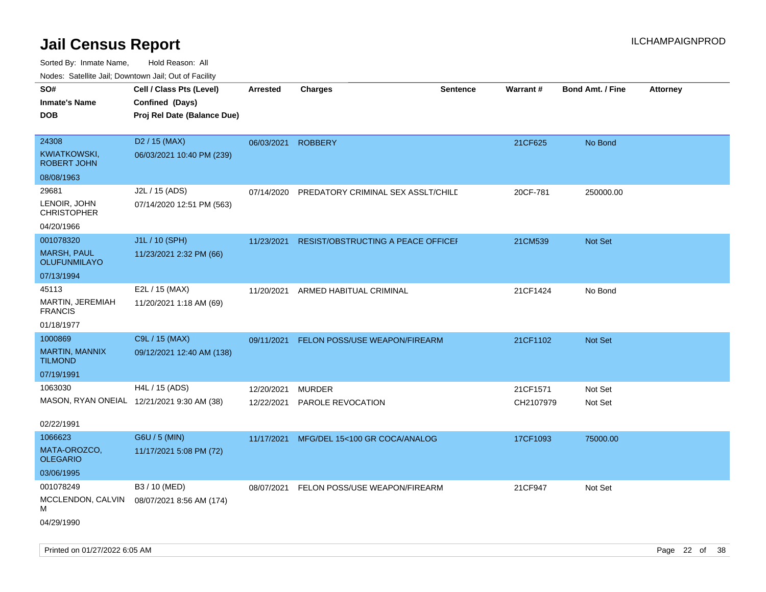# Jail Census Report

Sorted By: Inmate Name, Hold Reason: All

Nodes: Satellite Jail; Downtown Jail; Out of Facility

| SO# / Inmate's Name / DOB | Cell / Class Pts (Level) / Confined (Days) / Proj Rel Date (Balance Due) | Arrested | Charges | Sentence | Warrant # | Bond Amt. / Fine | Attorney |
|---|---|---|---|---|---|---|---|
| 24308<br>KWIATKOWSKI, ROBERT JOHN<br>08/08/1963 | D2 / 15 (MAX)<br>06/03/2021 10:40 PM (239) | 06/03/2021 | ROBBERY | | 21CF625 | No Bond | |
| 29681<br>LENOIR, JOHN CHRISTOPHER<br>04/20/1966 | J2L / 15 (ADS)<br>07/14/2020 12:51 PM (563) | 07/14/2020 | PREDATORY CRIMINAL SEX ASSLT/CHILD | | 20CF-781 | 250000.00 | |
| 001078320<br>MARSH, PAUL OLUFUNMILAYO<br>07/13/1994 | J1L / 10 (SPH)<br>11/23/2021 2:32 PM (66) | 11/23/2021 | RESIST/OBSTRUCTING A PEACE OFFICER | | 21CM539 | Not Set | |
| 45113<br>MARTIN, JEREMIAH FRANCIS<br>01/18/1977 | E2L / 15 (MAX)<br>11/20/2021 1:18 AM (69) | 11/20/2021 | ARMED HABITUAL CRIMINAL | | 21CF1424 | No Bond | |
| 1000869<br>MARTIN, MANNIX TILMOND<br>07/19/1991 | C9L / 15 (MAX)<br>09/12/2021 12:40 AM (138) | 09/11/2021 | FELON POSS/USE WEAPON/FIREARM | | 21CF1102 | Not Set | |
| 1063030<br>MASON, RYAN ONEIAL<br>02/22/1991 | H4L / 15 (ADS)<br>12/21/2021 9:30 AM (38) | 12/20/2021<br>12/22/2021 | MURDER<br>PAROLE REVOCATION | | 21CF1571<br>CH2107979 | Not Set<br>Not Set | |
| 1066623<br>MATA-OROZCO, OLEGARIO<br>03/06/1995 | G6U / 5 (MIN)<br>11/17/2021 5:08 PM (72) | 11/17/2021 | MFG/DEL 15<100 GR COCA/ANALOG | | 17CF1093 | 75000.00 | |
| 001078249<br>MCCLENDON, CALVIN M<br>04/29/1990 | B3 / 10 (MED)<br>08/07/2021 8:56 AM (174) | 08/07/2021 | FELON POSS/USE WEAPON/FIREARM | | 21CF947 | Not Set | |

Printed on 01/27/2022 6:05 AM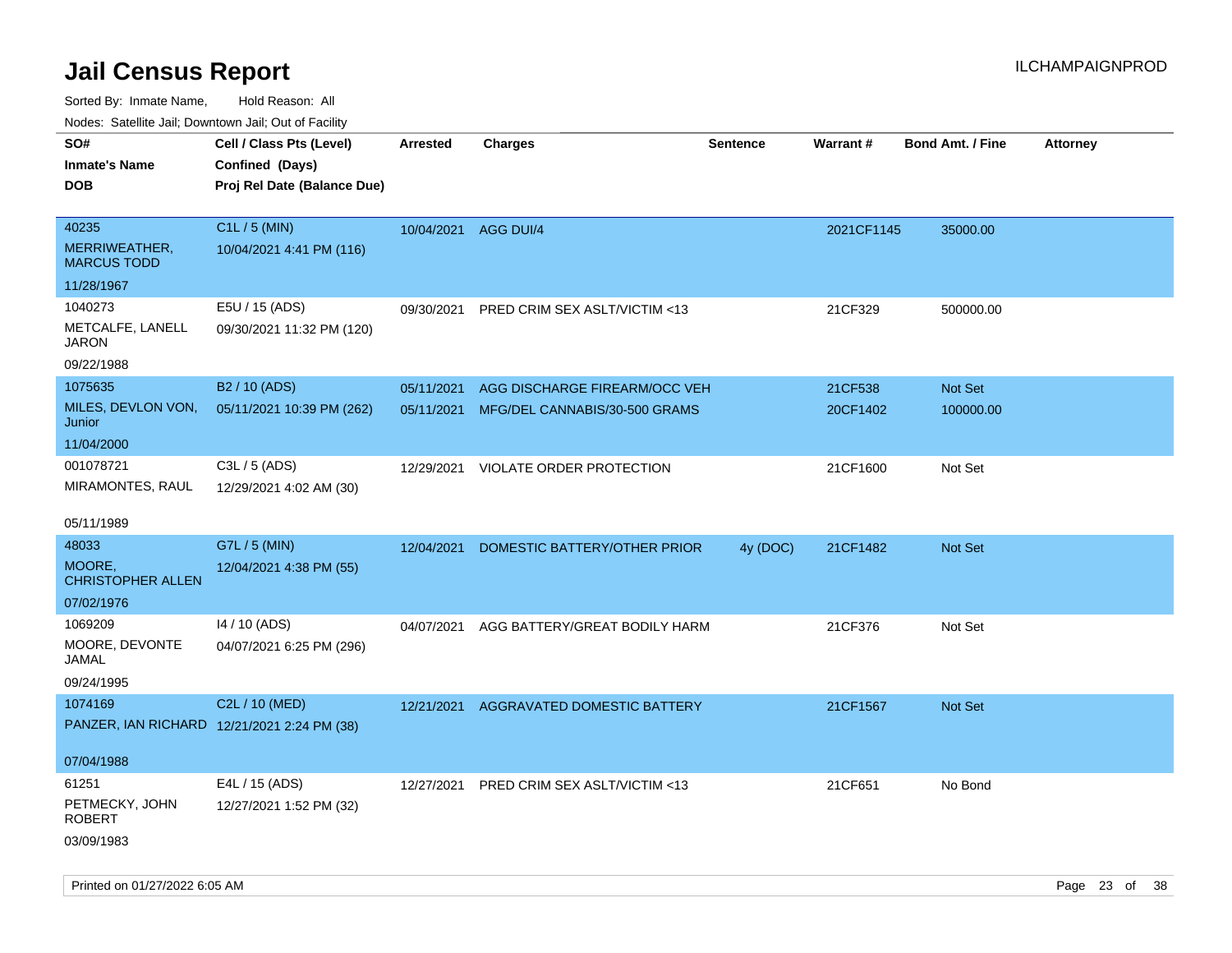# Jail Census Report

ILCHAMPAIGNPROD

Sorted By: Inmate Name, Hold Reason: All

Nodes: Satellite Jail; Downtown Jail; Out of Facility

| SO# / Inmate's Name / DOB | Cell / Class Pts (Level) / Confined (Days) / Proj Rel Date (Balance Due) | Arrested | Charges | Sentence | Warrant # | Bond Amt. / Fine | Attorney |
|---|---|---|---|---|---|---|---|
| 40235 MERRIWEATHER, MARCUS TODD 11/28/1967 | C1L / 5 (MIN) 10/04/2021 4:41 PM (116) | 10/04/2021 | AGG DUI/4 | | 2021CF1145 | 35000.00 | |
| 1040273 METCALFE, LANELL JARON 09/22/1988 | E5U / 15 (ADS) 09/30/2021 11:32 PM (120) | 09/30/2021 | PRED CRIM SEX ASLT/VICTIM <13 | | 21CF329 | 500000.00 | |
| 1075635 MILES, DEVLON VON, Junior 11/04/2000 | B2 / 10 (ADS) 05/11/2021 10:39 PM (262) | 05/11/2021 | AGG DISCHARGE FIREARM/OCC VEH | | 21CF538 | Not Set | |
| | | 05/11/2021 | MFG/DEL CANNABIS/30-500 GRAMS | | 20CF1402 | 100000.00 | |
| 001078721 MIRAMONTES, RAUL 05/11/1989 | C3L / 5 (ADS) 12/29/2021 4:02 AM (30) | 12/29/2021 | VIOLATE ORDER PROTECTION | | 21CF1600 | Not Set | |
| 48033 MOORE, CHRISTOPHER ALLEN 07/02/1976 | G7L / 5 (MIN) 12/04/2021 4:38 PM (55) | 12/04/2021 | DOMESTIC BATTERY/OTHER PRIOR | 4y (DOC) | 21CF1482 | Not Set | |
| 1069209 MOORE, DEVONTE JAMAL 09/24/1995 | I4 / 10 (ADS) 04/07/2021 6:25 PM (296) | 04/07/2021 | AGG BATTERY/GREAT BODILY HARM | | 21CF376 | Not Set | |
| 1074169 PANZER, IAN RICHARD 07/04/1988 | C2L / 10 (MED) 12/21/2021 2:24 PM (38) | 12/21/2021 | AGGRAVATED DOMESTIC BATTERY | | 21CF1567 | Not Set | |
| 61251 PETMECKY, JOHN ROBERT 03/09/1983 | E4L / 15 (ADS) 12/27/2021 1:52 PM (32) | 12/27/2021 | PRED CRIM SEX ASLT/VICTIM <13 | | 21CF651 | No Bond | |

Printed on 01/27/2022 6:05 AM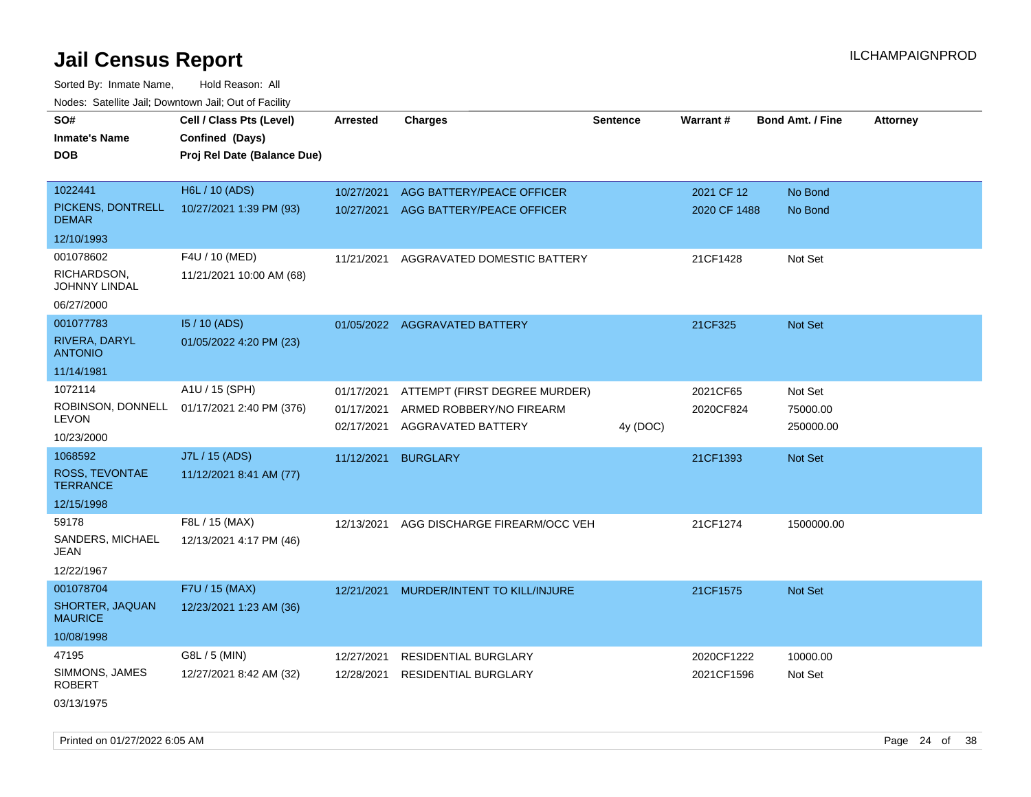# Jail Census Report

ILCHAMPAIGNPROD

Sorted By: Inmate Name, Hold Reason: All

Nodes: Satellite Jail; Downtown Jail; Out of Facility

| SO# / Inmate's Name / DOB | Cell / Class Pts (Level) / Confined (Days) / Proj Rel Date (Balance Due) | Arrested | Charges | Sentence | Warrant # | Bond Amt. / Fine | Attorney |
|---|---|---|---|---|---|---|---|
| 1022441<br>PICKENS, DONTRELL DEMAR<br>12/10/1993 | H6L / 10 (ADS)<br>10/27/2021 1:39 PM (93) | 10/27/2021 | AGG BATTERY/PEACE OFFICER | | 2021 CF 12 | No Bond | |
| | | 10/27/2021 | AGG BATTERY/PEACE OFFICER | | 2020 CF 1488 | No Bond | |
| 001078602<br>RICHARDSON, JOHNNY LINDAL<br>06/27/2000 | F4U / 10 (MED)<br>11/21/2021 10:00 AM (68) | 11/21/2021 | AGGRAVATED DOMESTIC BATTERY | | 21CF1428 | Not Set | |
| 001077783<br>RIVERA, DARYL ANTONIO<br>11/14/1981 | I5 / 10 (ADS)<br>01/05/2022 4:20 PM (23) | 01/05/2022 | AGGRAVATED BATTERY | | 21CF325 | Not Set | |
| 1072114<br>ROBINSON, DONNELL LEVON<br>10/23/2000 | A1U / 15 (SPH)<br>01/17/2021 2:40 PM (376) | 01/17/2021 | ATTEMPT (FIRST DEGREE MURDER) | | 2021CF65 | Not Set | |
| | | 01/17/2021 | ARMED ROBBERY/NO FIREARM | | 2020CF824 | 75000.00 | |
| | | 02/17/2021 | AGGRAVATED BATTERY | 4y (DOC) | | 250000.00 | |
| 1068592<br>ROSS, TEVONTAE TERRANCE<br>12/15/1998 | J7L / 15 (ADS)<br>11/12/2021 8:41 AM (77) | 11/12/2021 | BURGLARY | | 21CF1393 | Not Set | |
| 59178<br>SANDERS, MICHAEL JEAN<br>12/22/1967 | F8L / 15 (MAX)<br>12/13/2021 4:17 PM (46) | 12/13/2021 | AGG DISCHARGE FIREARM/OCC VEH | | 21CF1274 | 1500000.00 | |
| 001078704<br>SHORTER, JAQUAN MAURICE<br>10/08/1998 | F7U / 15 (MAX)<br>12/23/2021 1:23 AM (36) | 12/21/2021 | MURDER/INTENT TO KILL/INJURE | | 21CF1575 | Not Set | |
| 47195<br>SIMMONS, JAMES ROBERT<br>03/13/1975 | G8L / 5 (MIN)<br>12/27/2021 8:42 AM (32) | 12/27/2021 | RESIDENTIAL BURGLARY | | 2020CF1222 | 10000.00 | |
| | | 12/28/2021 | RESIDENTIAL BURGLARY | | 2021CF1596 | Not Set | |

Printed on 01/27/2022 6:05 AM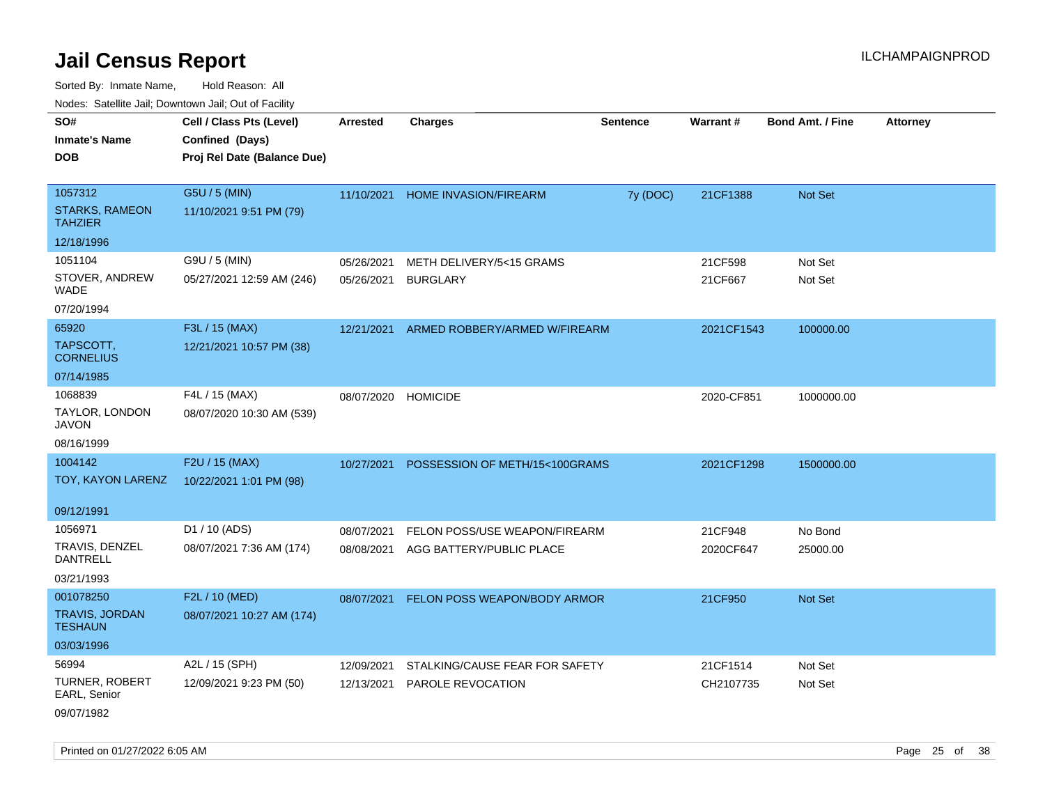# Jail Census Report

ILCHAMPAIGNPROD

Sorted By: Inmate Name, Hold Reason: All

Nodes: Satellite Jail; Downtown Jail; Out of Facility

| SO# / Inmate's Name / DOB | Cell / Class Pts (Level) / Confined (Days) / Proj Rel Date (Balance Due) | Arrested | Charges | Sentence | Warrant # | Bond Amt. / Fine | Attorney |
|---|---|---|---|---|---|---|---|
| 1057312<br>STARKS, RAMEON TAHZIER<br>12/18/1996 | G5U / 5 (MIN)<br>11/10/2021 9:51 PM (79) | 11/10/2021 | HOME INVASION/FIREARM | 7y (DOC) | 21CF1388 | Not Set | |
| 1051104<br>STOVER, ANDREW WADE<br>07/20/1994 | G9U / 5 (MIN)<br>05/27/2021 12:59 AM (246) | 05/26/2021 | METH DELIVERY/5<15 GRAMS | | 21CF598 | Not Set | |
| | | 05/26/2021 | BURGLARY | | 21CF667 | Not Set | |
| 65920<br>TAPSCOTT, CORNELIUS<br>07/14/1985 | F3L / 15 (MAX)<br>12/21/2021 10:57 PM (38) | 12/21/2021 | ARMED ROBBERY/ARMED W/FIREARM | | 2021CF1543 | 100000.00 | |
| 1068839<br>TAYLOR, LONDON JAVON<br>08/16/1999 | F4L / 15 (MAX)<br>08/07/2020 10:30 AM (539) | 08/07/2020 | HOMICIDE | | 2020-CF851 | 1000000.00 | |
| 1004142<br>TOY, KAYON LARENZ<br>09/12/1991 | F2U / 15 (MAX)<br>10/22/2021 1:01 PM (98) | 10/27/2021 | POSSESSION OF METH/15<100GRAMS | | 2021CF1298 | 1500000.00 | |
| 1056971<br>TRAVIS, DENZEL DANTRELL<br>03/21/1993 | D1 / 10 (ADS)<br>08/07/2021 7:36 AM (174) | 08/07/2021 | FELON POSS/USE WEAPON/FIREARM | | 21CF948 | No Bond | |
| | | 08/08/2021 | AGG BATTERY/PUBLIC PLACE | | 2020CF647 | 25000.00 | |
| 001078250<br>TRAVIS, JORDAN TESHAUN<br>03/03/1996 | F2L / 10 (MED)<br>08/07/2021 10:27 AM (174) | 08/07/2021 | FELON POSS WEAPON/BODY ARMOR | | 21CF950 | Not Set | |
| 56994<br>TURNER, ROBERT EARL, Senior<br>09/07/1982 | A2L / 15 (SPH)<br>12/09/2021 9:23 PM (50) | 12/09/2021 | STALKING/CAUSE FEAR FOR SAFETY | | 21CF1514 | Not Set | |
| | | 12/13/2021 | PAROLE REVOCATION | | CH2107735 | Not Set | |

Printed on 01/27/2022 6:05 AM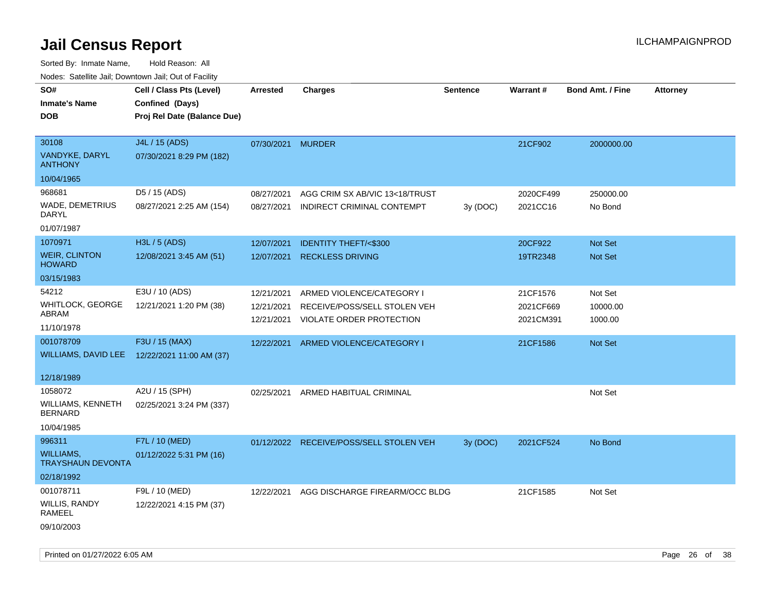# Jail Census Report

ILCHAMPAIGNPROD

Sorted By: Inmate Name, Hold Reason: All

Nodes: Satellite Jail; Downtown Jail; Out of Facility

| SO# / Inmate's Name / DOB | Cell / Class Pts (Level) / Confined (Days) / Proj Rel Date (Balance Due) | Arrested | Charges | Sentence | Warrant # | Bond Amt. / Fine | Attorney |
|---|---|---|---|---|---|---|---|
| 30108<br>VANDYKE, DARYL ANTHONY<br>10/04/1965 | J4L / 15 (ADS)<br>07/30/2021 8:29 PM (182) | 07/30/2021 | MURDER | | 21CF902 | 2000000.00 | |
| 968681<br>WADE, DEMETRIUS DARYL<br>01/07/1987 | D5 / 15 (ADS)<br>08/27/2021 2:25 AM (154) | 08/27/2021 | AGG CRIM SX AB/VIC 13<18/TRUST | | 2020CF499 | 250000.00 | |
| | | 08/27/2021 | INDIRECT CRIMINAL CONTEMPT | 3y (DOC) | 2021CC16 | No Bond | |
| 1070971<br>WEIR, CLINTON HOWARD<br>03/15/1983 | H3L / 5 (ADS)<br>12/08/2021 3:45 AM (51) | 12/07/2021 | IDENTITY THEFT/<$300 | | 20CF922 | Not Set | |
| | | 12/07/2021 | RECKLESS DRIVING | | 19TR2348 | Not Set | |
| 54212<br>WHITLOCK, GEORGE ABRAM<br>11/10/1978 | E3U / 10 (ADS)<br>12/21/2021 1:20 PM (38) | 12/21/2021 | ARMED VIOLENCE/CATEGORY I | | 21CF1576 | Not Set | |
| | | 12/21/2021 | RECEIVE/POSS/SELL STOLEN VEH | | 2021CF669 | 10000.00 | |
| | | 12/21/2021 | VIOLATE ORDER PROTECTION | | 2021CM391 | 1000.00 | |
| 001078709<br>WILLIAMS, DAVID LEE<br>12/18/1989 | F3U / 15 (MAX)<br>12/22/2021 11:00 AM (37) | 12/22/2021 | ARMED VIOLENCE/CATEGORY I | | 21CF1586 | Not Set | |
| 1058072<br>WILLIAMS, KENNETH BERNARD<br>10/04/1985 | A2U / 15 (SPH)<br>02/25/2021 3:24 PM (337) | 02/25/2021 | ARMED HABITUAL CRIMINAL | | | Not Set | |
| 996311<br>WILLIAMS, TRAYSHAUN DEVONTA<br>02/18/1992 | F7L / 10 (MED)<br>01/12/2022 5:31 PM (16) | 01/12/2022 | RECEIVE/POSS/SELL STOLEN VEH | 3y (DOC) | 2021CF524 | No Bond | |
| 001078711<br>WILLIS, RANDY RAMEEL<br>09/10/2003 | F9L / 10 (MED)<br>12/22/2021 4:15 PM (37) | 12/22/2021 | AGG DISCHARGE FIREARM/OCC BLDG | | 21CF1585 | Not Set | |

Printed on 01/27/2022 6:05 AM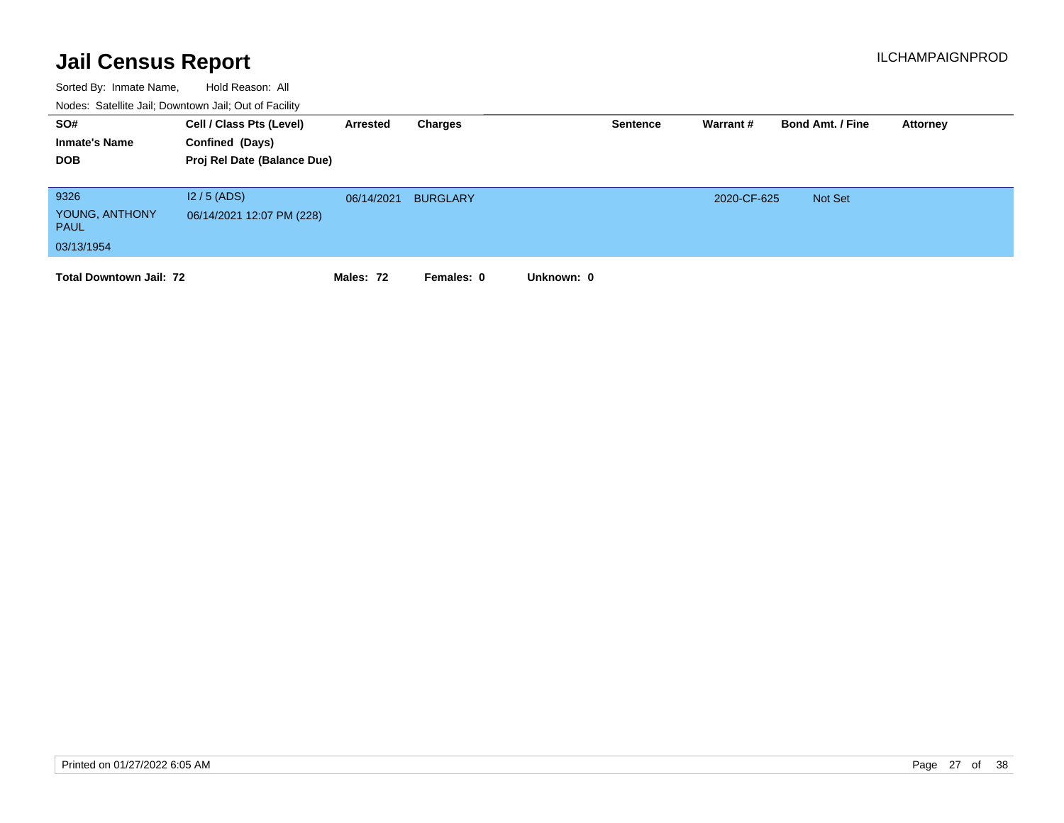# Jail Census Report

ILCHAMPAIGNPROD

Sorted By: Inmate Name, Hold Reason: All

Nodes: Satellite Jail; Downtown Jail; Out of Facility

| SO# / Inmate's Name / DOB | Cell / Class Pts (Level) / Confined (Days) / Proj Rel Date (Balance Due) | Arrested | Charges | Sentence | Warrant # | Bond Amt. / Fine | Attorney |
|---|---|---|---|---|---|---|---|
| 9326<br>YOUNG, ANTHONY PAUL<br>03/13/1954 | I2 / 5 (ADS)<br>06/14/2021 12:07 PM (228) | 06/14/2021 | BURGLARY | | 2020-CF-625 | Not Set | |

**Total Downtown Jail: 72** **Males: 72** **Females: 0** **Unknown: 0**

Printed on 01/27/2022 6:05 AM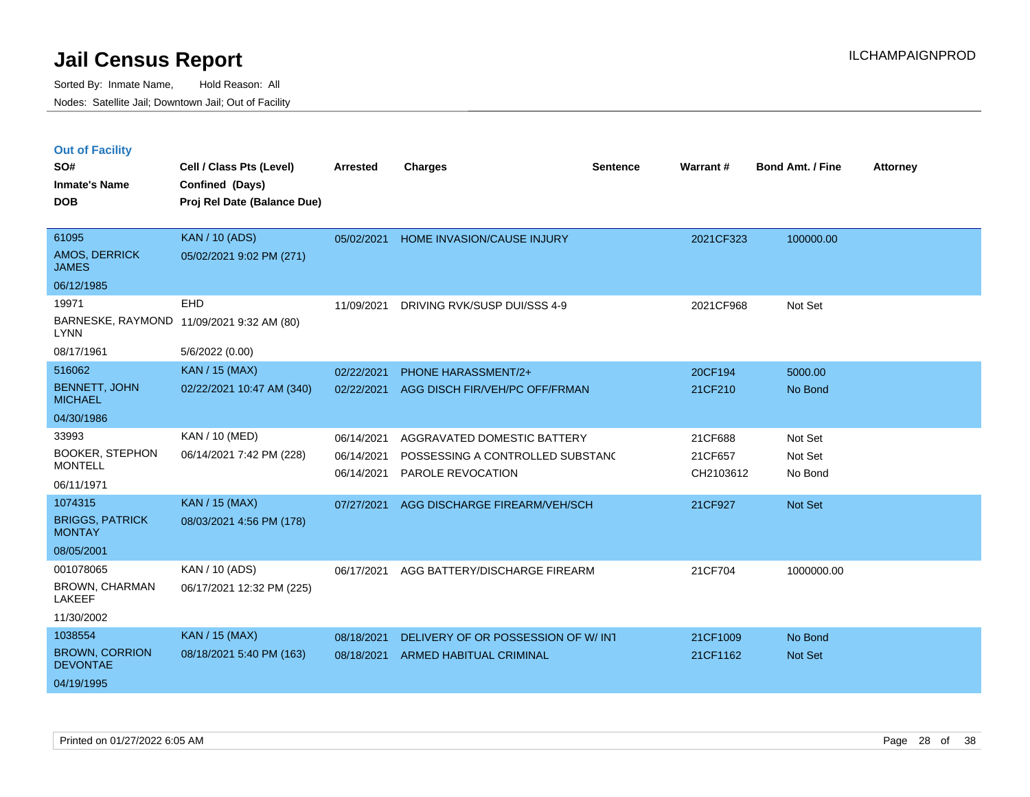# Jail Census Report

Sorted By: Inmate Name, Hold Reason: All

Nodes: Satellite Jail; Downtown Jail; Out of Facility

## Out of Facility

| SO# / Inmate's Name / DOB | Cell / Class Pts (Level) / Confined (Days) / Proj Rel Date (Balance Due) | Arrested | Charges | Sentence | Warrant # | Bond Amt. / Fine | Attorney |
|---|---|---|---|---|---|---|---|
| 61095<br>AMOS, DERRICK JAMES<br>06/12/1985 | KAN / 10 (ADS)<br>05/02/2021 9:02 PM (271) | 05/02/2021 | HOME INVASION/CAUSE INJURY | | 2021CF323 | 100000.00 | |
| 19971<br>BARNESKE, RAYMOND LYNN<br>08/17/1961 | EHD<br>11/09/2021 9:32 AM (80)<br>5/6/2022 (0.00) | 11/09/2021 | DRIVING RVK/SUSP DUI/SSS 4-9 | | 2021CF968 | Not Set | |
| 516062<br>BENNETT, JOHN MICHAEL<br>04/30/1986 | KAN / 15 (MAX)<br>02/22/2021 10:47 AM (340) | 02/22/2021<br>02/22/2021 | PHONE HARASSMENT/2+<br>AGG DISCH FIR/VEH/PC OFF/FRMAN | | 20CF194<br>21CF210 | 5000.00<br>No Bond | |
| 33993<br>BOOKER, STEPHON MONTELL<br>06/11/1971 | KAN / 10 (MED)<br>06/14/2021 7:42 PM (228) | 06/14/2021<br>06/14/2021<br>06/14/2021 | AGGRAVATED DOMESTIC BATTERY<br>POSSESSING A CONTROLLED SUBSTANC<br>PAROLE REVOCATION | | 21CF688<br>21CF657<br>CH2103612 | Not Set<br>Not Set<br>No Bond | |
| 1074315<br>BRIGGS, PATRICK MONTAY<br>08/05/2001 | KAN / 15 (MAX)<br>08/03/2021 4:56 PM (178) | 07/27/2021 | AGG DISCHARGE FIREARM/VEH/SCH | | 21CF927 | Not Set | |
| 001078065<br>BROWN, CHARMAN LAKEEF<br>11/30/2002 | KAN / 10 (ADS)<br>06/17/2021 12:32 PM (225) | 06/17/2021 | AGG BATTERY/DISCHARGE FIREARM | | 21CF704 | 1000000.00 | |
| 1038554<br>BROWN, CORRION DEVONTAE<br>04/19/1995 | KAN / 15 (MAX)<br>08/18/2021 5:40 PM (163) | 08/18/2021<br>08/18/2021 | DELIVERY OF OR POSSESSION OF W/ INT<br>ARMED HABITUAL CRIMINAL | | 21CF1009<br>21CF1162 | No Bond<br>Not Set | |

Printed on 01/27/2022 6:05 AM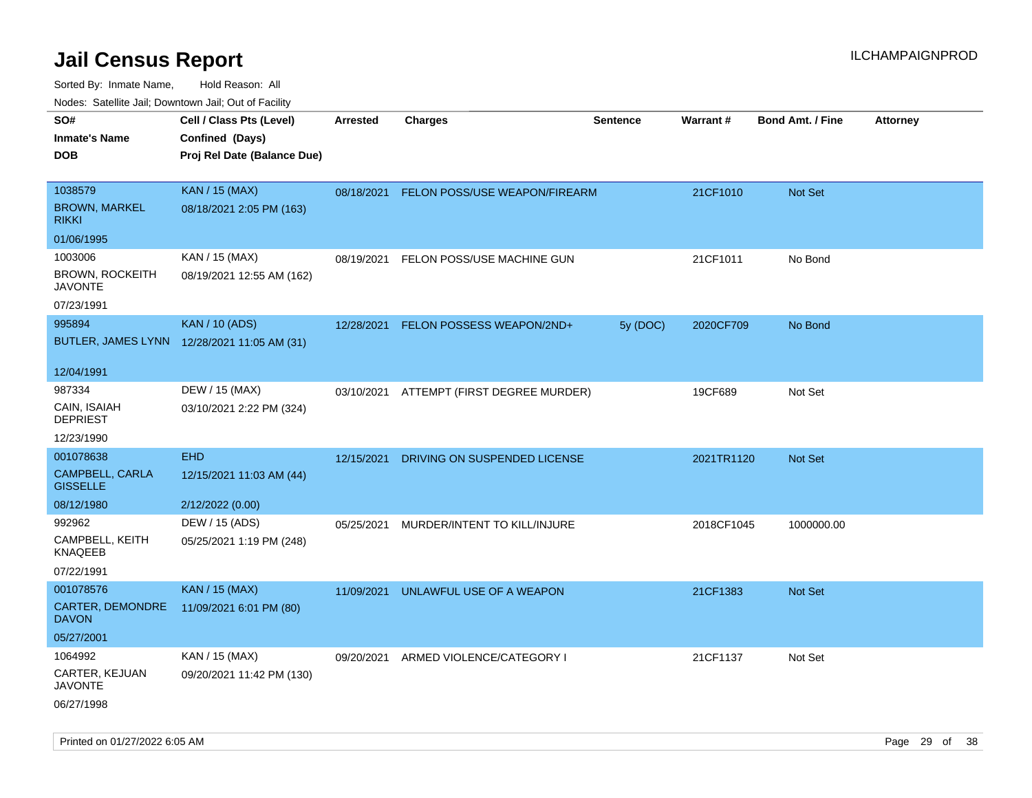# Jail Census Report

ILCHAMPAIGNPROD

Sorted By: Inmate Name, Hold Reason: All

Nodes: Satellite Jail; Downtown Jail; Out of Facility

| SO# / Inmate's Name / DOB | Cell / Class Pts (Level) / Confined (Days) / Proj Rel Date (Balance Due) | Arrested | Charges | Sentence | Warrant # | Bond Amt. / Fine | Attorney |
|---|---|---|---|---|---|---|---|
| 1038579 BROWN, MARKEL RIKKI 01/06/1995 | KAN / 15 (MAX) 08/18/2021 2:05 PM (163) | 08/18/2021 | FELON POSS/USE WEAPON/FIREARM | | 21CF1010 | Not Set | |
| 1003006 BROWN, ROCKEITH JAVONTE 07/23/1991 | KAN / 15 (MAX) 08/19/2021 12:55 AM (162) | 08/19/2021 | FELON POSS/USE MACHINE GUN | | 21CF1011 | No Bond | |
| 995894 BUTLER, JAMES LYNN 12/04/1991 | KAN / 10 (ADS) 12/28/2021 11:05 AM (31) | 12/28/2021 | FELON POSSESS WEAPON/2ND+ | 5y (DOC) | 2020CF709 | No Bond | |
| 987334 CAIN, ISAIAH DEPRIEST 12/23/1990 | DEW / 15 (MAX) 03/10/2021 2:22 PM (324) | 03/10/2021 | ATTEMPT (FIRST DEGREE MURDER) | | 19CF689 | Not Set | |
| 001078638 CAMPBELL, CARLA GISSELLE 08/12/1980 | EHD 12/15/2021 11:03 AM (44) 2/12/2022 (0.00) | 12/15/2021 | DRIVING ON SUSPENDED LICENSE | | 2021TR1120 | Not Set | |
| 992962 CAMPBELL, KEITH KNAQEEB 07/22/1991 | DEW / 15 (ADS) 05/25/2021 1:19 PM (248) | 05/25/2021 | MURDER/INTENT TO KILL/INJURE | | 2018CF1045 | 1000000.00 | |
| 001078576 CARTER, DEMONDRE DAVON 05/27/2001 | KAN / 15 (MAX) 11/09/2021 6:01 PM (80) | 11/09/2021 | UNLAWFUL USE OF A WEAPON | | 21CF1383 | Not Set | |
| 1064992 CARTER, KEJUAN JAVONTE 06/27/1998 | KAN / 15 (MAX) 09/20/2021 11:42 PM (130) | 09/20/2021 | ARMED VIOLENCE/CATEGORY I | | 21CF1137 | Not Set | |

Printed on 01/27/2022 6:05 AM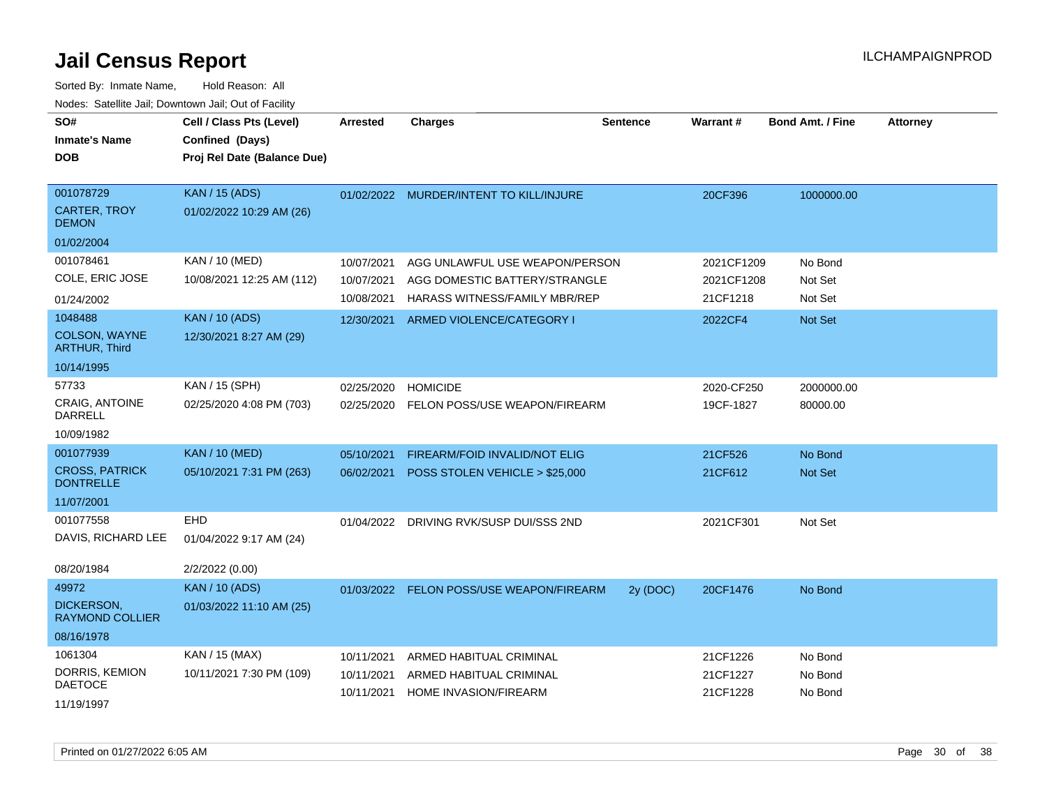# Jail Census Report

ILCHAMPAIGNPROD

Sorted By: Inmate Name, Hold Reason: All

Nodes: Satellite Jail; Downtown Jail; Out of Facility

| SO# / Inmate's Name / DOB | Cell / Class Pts (Level) / Confined (Days) / Proj Rel Date (Balance Due) | Arrested | Charges | Sentence | Warrant # | Bond Amt. / Fine | Attorney |
|---|---|---|---|---|---|---|---|
| 001078729<br>CARTER, TROY DEMON<br>01/02/2004 | KAN / 15 (ADS)<br>01/02/2022 10:29 AM (26) | 01/02/2022 | MURDER/INTENT TO KILL/INJURE | | 20CF396 | 1000000.00 | |
| 001078461<br>COLE, ERIC JOSE<br>01/24/2002 | KAN / 10 (MED)<br>10/08/2021 12:25 AM (112) | 10/07/2021 | AGG UNLAWFUL USE WEAPON/PERSON | | 2021CF1209 | No Bond | |
| | | 10/07/2021 | AGG DOMESTIC BATTERY/STRANGLE | | 2021CF1208 | Not Set | |
| | | 10/08/2021 | HARASS WITNESS/FAMILY MBR/REP | | 21CF1218 | Not Set | |
| 1048488<br>COLSON, WAYNE ARTHUR, Third<br>10/14/1995 | KAN / 10 (ADS)<br>12/30/2021 8:27 AM (29) | 12/30/2021 | ARMED VIOLENCE/CATEGORY I | | 2022CF4 | Not Set | |
| 57733<br>CRAIG, ANTOINE DARRELL<br>10/09/1982 | KAN / 15 (SPH)<br>02/25/2020 4:08 PM (703) | 02/25/2020 | HOMICIDE | | 2020-CF250 | 2000000.00 | |
| | | 02/25/2020 | FELON POSS/USE WEAPON/FIREARM | | 19CF-1827 | 80000.00 | |
| 001077939<br>CROSS, PATRICK DONTRELLE<br>11/07/2001 | KAN / 10 (MED)<br>05/10/2021 7:31 PM (263) | 05/10/2021 | FIREARM/FOID INVALID/NOT ELIG | | 21CF526 | No Bond | |
| | | 06/02/2021 | POSS STOLEN VEHICLE > $25,000 | | 21CF612 | Not Set | |
| 001077558<br>DAVIS, RICHARD LEE<br>08/20/1984 | EHD<br>01/04/2022 9:17 AM (24)<br>2/2/2022 (0.00) | 01/04/2022 | DRIVING RVK/SUSP DUI/SSS 2ND | | 2021CF301 | Not Set | |
| 49972<br>DICKERSON, RAYMOND COLLIER<br>08/16/1978 | KAN / 10 (ADS)<br>01/03/2022 11:10 AM (25) | 01/03/2022 | FELON POSS/USE WEAPON/FIREARM | 2y (DOC) | 20CF1476 | No Bond | |
| 1061304<br>DORRIS, KEMION DAETOCE<br>11/19/1997 | KAN / 15 (MAX)<br>10/11/2021 7:30 PM (109) | 10/11/2021 | ARMED HABITUAL CRIMINAL | | 21CF1226 | No Bond | |
| | | 10/11/2021 | ARMED HABITUAL CRIMINAL | | 21CF1227 | No Bond | |
| | | 10/11/2021 | HOME INVASION/FIREARM | | 21CF1228 | No Bond | |

Printed on 01/27/2022 6:05 AM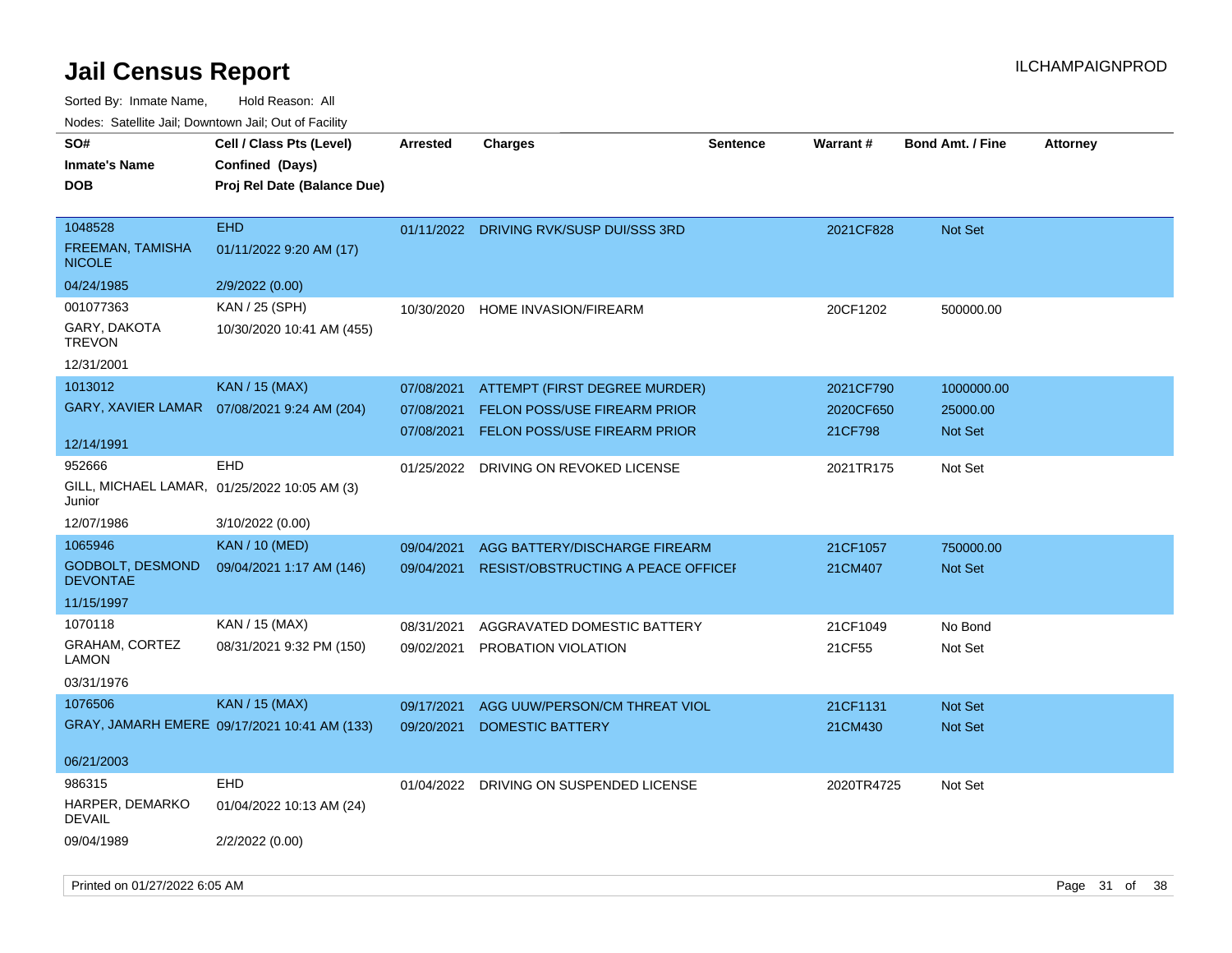# Jail Census Report

ILCHAMPAIGNPROD

Sorted By: Inmate Name, Hold Reason: All

Nodes: Satellite Jail; Downtown Jail; Out of Facility

| SO# / Inmate's Name / DOB | Cell / Class Pts (Level) / Confined (Days) / Proj Rel Date (Balance Due) | Arrested | Charges | Sentence | Warrant # | Bond Amt. / Fine | Attorney |
|---|---|---|---|---|---|---|---|
| 1048528<br>FREEMAN, TAMISHA NICOLE<br>04/24/1985 | EHD<br>01/11/2022 9:20 AM (17)<br>2/9/2022 (0.00) | 01/11/2022 | DRIVING RVK/SUSP DUI/SSS 3RD | | 2021CF828 | Not Set | |
| 001077363<br>GARY, DAKOTA TREVON<br>12/31/2001 | KAN / 25 (SPH)<br>10/30/2020 10:41 AM (455) | 10/30/2020 | HOME INVASION/FIREARM | | 20CF1202 | 500000.00 | |
| 1013012<br>GARY, XAVIER LAMAR<br>12/14/1991 | KAN / 15 (MAX)<br>07/08/2021 9:24 AM (204) | 07/08/2021 | ATTEMPT (FIRST DEGREE MURDER) | | 2021CF790 | 1000000.00 | |
| | | 07/08/2021 | FELON POSS/USE FIREARM PRIOR | | 2020CF650 | 25000.00 | |
| | | 07/08/2021 | FELON POSS/USE FIREARM PRIOR | | 21CF798 | Not Set | |
| 952666<br>GILL, MICHAEL LAMAR, Junior<br>12/07/1986 | EHD<br>01/25/2022 10:05 AM (3)<br>3/10/2022 (0.00) | 01/25/2022 | DRIVING ON REVOKED LICENSE | | 2021TR175 | Not Set | |
| 1065946<br>GODBOLT, DESMOND DEVONTAE<br>11/15/1997 | KAN / 10 (MED)<br>09/04/2021 1:17 AM (146) | 09/04/2021 | AGG BATTERY/DISCHARGE FIREARM | | 21CF1057 | 750000.00 | |
| | | 09/04/2021 | RESIST/OBSTRUCTING A PEACE OFFICEI | | 21CM407 | Not Set | |
| 1070118<br>GRAHAM, CORTEZ LAMON<br>03/31/1976 | KAN / 15 (MAX)<br>08/31/2021 9:32 PM (150) | 08/31/2021 | AGGRAVATED DOMESTIC BATTERY | | 21CF1049 | No Bond | |
| | | 09/02/2021 | PROBATION VIOLATION | | 21CF55 | Not Set | |
| 1076506<br>GRAY, JAMARH EMERE<br>06/21/2003 | KAN / 15 (MAX)<br>09/17/2021 10:41 AM (133) | 09/17/2021 | AGG UUW/PERSON/CM THREAT VIOL | | 21CF1131 | Not Set | |
| | | 09/20/2021 | DOMESTIC BATTERY | | 21CM430 | Not Set | |
| 986315<br>HARPER, DEMARKO DEVAIL<br>09/04/1989 | EHD<br>01/04/2022 10:13 AM (24)<br>2/2/2022 (0.00) | 01/04/2022 | DRIVING ON SUSPENDED LICENSE | | 2020TR4725 | Not Set | |

Printed on 01/27/2022 6:05 AM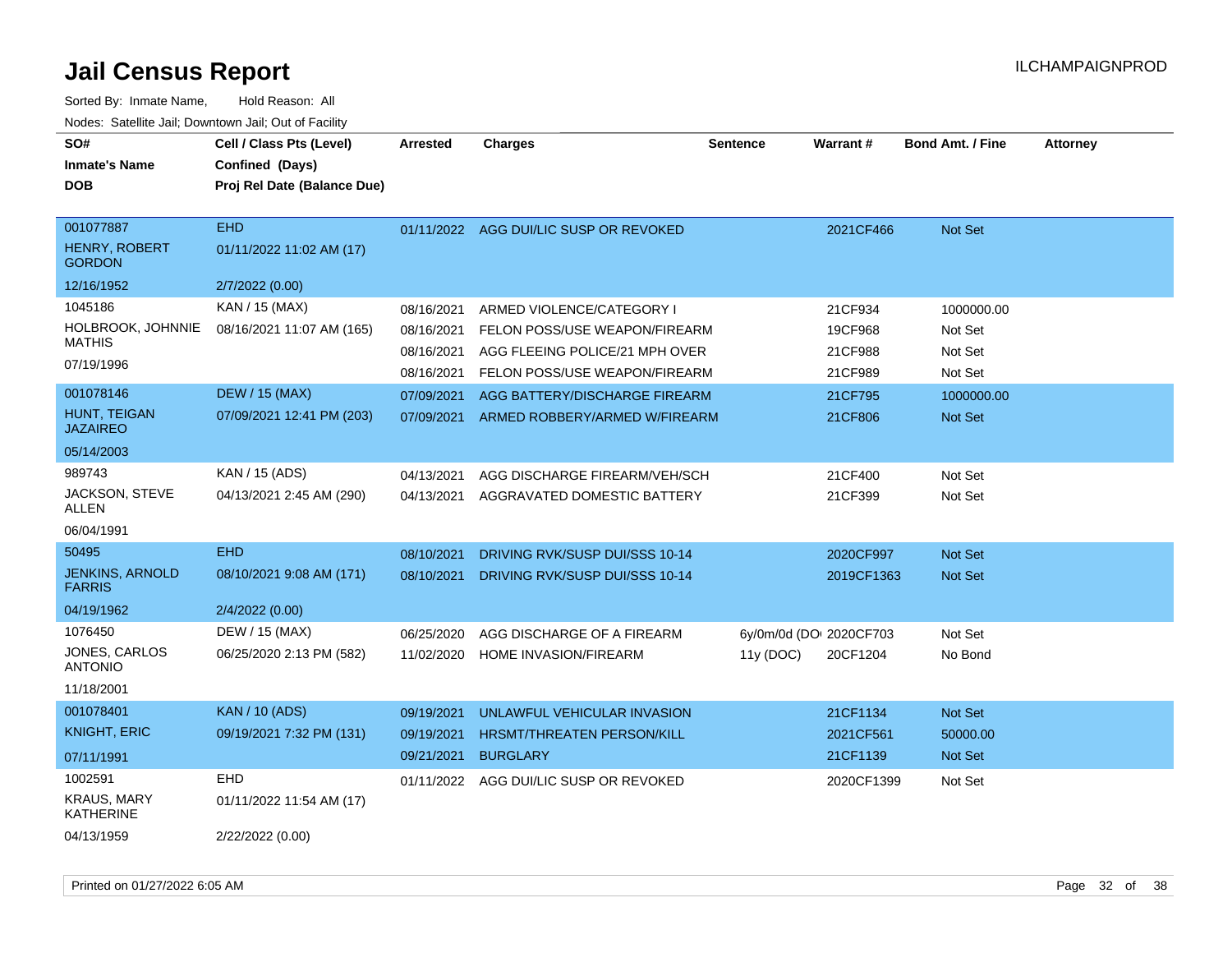# Jail Census Report

ILCHAMPAIGNPROD

Sorted By: Inmate Name, Hold Reason: All

Nodes: Satellite Jail; Downtown Jail; Out of Facility

| SO# / Inmate's Name / DOB | Cell / Class Pts (Level) / Confined (Days) / Proj Rel Date (Balance Due) | Arrested | Charges | Sentence | Warrant # | Bond Amt. / Fine | Attorney |
|---|---|---|---|---|---|---|---|
| 001077887<br>HENRY, ROBERT GORDON<br>12/16/1952 | EHD<br>01/11/2022 11:02 AM (17)<br>2/7/2022 (0.00) | 01/11/2022 | AGG DUI/LIC SUSP OR REVOKED | | 2021CF466 | Not Set | |
| 1045186<br>HOLBROOK, JOHNNIE MATHIS<br>07/19/1996 | KAN / 15 (MAX)<br>08/16/2021 11:07 AM (165) | 08/16/2021 | ARMED VIOLENCE/CATEGORY I | | 21CF934 | 1000000.00 | |
| | | 08/16/2021 | FELON POSS/USE WEAPON/FIREARM | | 19CF968 | Not Set | |
| | | 08/16/2021 | AGG FLEEING POLICE/21 MPH OVER | | 21CF988 | Not Set | |
| | | 08/16/2021 | FELON POSS/USE WEAPON/FIREARM | | 21CF989 | Not Set | |
| 001078146<br>HUNT, TEIGAN JAZAIREO<br>05/14/2003 | DEW / 15 (MAX)<br>07/09/2021 12:41 PM (203) | 07/09/2021 | AGG BATTERY/DISCHARGE FIREARM | | 21CF795 | 1000000.00 | |
| | | 07/09/2021 | ARMED ROBBERY/ARMED W/FIREARM | | 21CF806 | Not Set | |
| 989743<br>JACKSON, STEVE ALLEN<br>06/04/1991 | KAN / 15 (ADS)<br>04/13/2021 2:45 AM (290) | 04/13/2021 | AGG DISCHARGE FIREARM/VEH/SCH | | 21CF400 | Not Set | |
| | | 04/13/2021 | AGGRAVATED DOMESTIC BATTERY | | 21CF399 | Not Set | |
| 50495<br>JENKINS, ARNOLD FARRIS<br>04/19/1962 | EHD<br>08/10/2021 9:08 AM (171)<br>2/4/2022 (0.00) | 08/10/2021 | DRIVING RVK/SUSP DUI/SSS 10-14 | | 2020CF997 | Not Set | |
| | | 08/10/2021 | DRIVING RVK/SUSP DUI/SSS 10-14 | | 2019CF1363 | Not Set | |
| 1076450<br>JONES, CARLOS ANTONIO<br>11/18/2001 | DEW / 15 (MAX)<br>06/25/2020 2:13 PM (582) | 06/25/2020 | AGG DISCHARGE OF A FIREARM | 6y/0m/0d (DO | 2020CF703 | Not Set | |
| | | 11/02/2020 | HOME INVASION/FIREARM | 11y (DOC) | 20CF1204 | No Bond | |
| 001078401<br>KNIGHT, ERIC<br>07/11/1991 | KAN / 10 (ADS)<br>09/19/2021 7:32 PM (131) | 09/19/2021 | UNLAWFUL VEHICULAR INVASION | | 21CF1134 | Not Set | |
| | | 09/19/2021 | HRSMT/THREATEN PERSON/KILL | | 2021CF561 | 50000.00 | |
| | | 09/21/2021 | BURGLARY | | 21CF1139 | Not Set | |
| 1002591<br>KRAUS, MARY KATHERINE<br>04/13/1959 | EHD<br>01/11/2022 11:54 AM (17)<br>2/22/2022 (0.00) | 01/11/2022 | AGG DUI/LIC SUSP OR REVOKED | | 2020CF1399 | Not Set | |

Printed on 01/27/2022 6:05 AM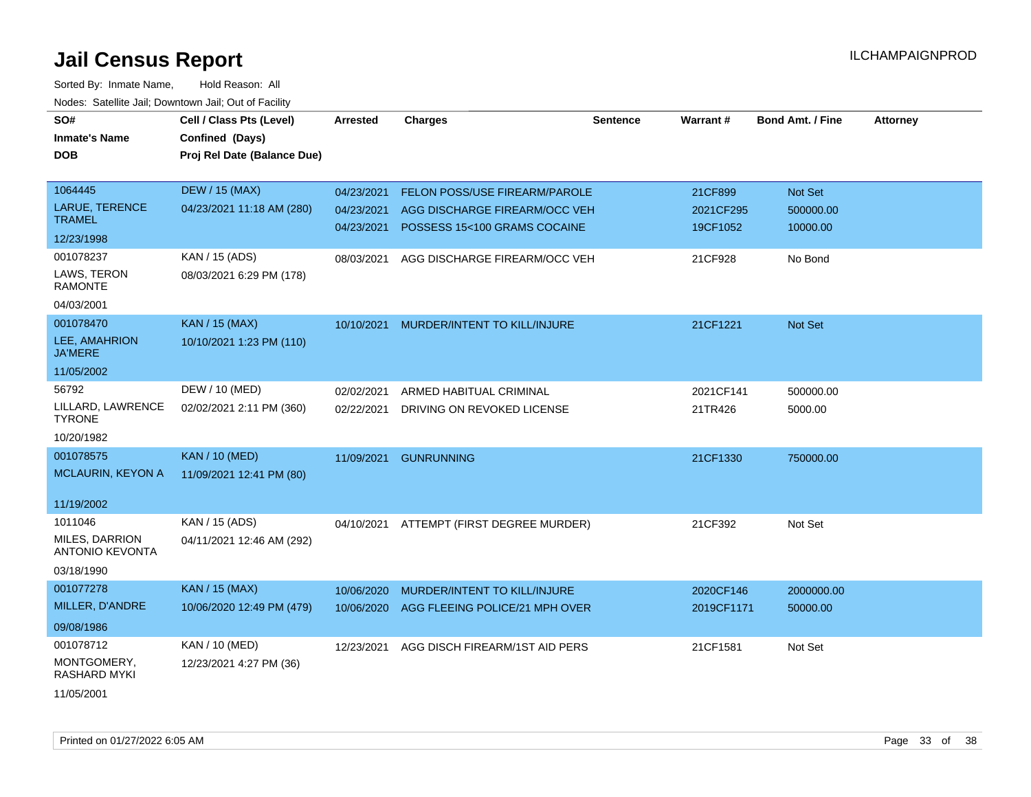# Jail Census Report

ILCHAMPAIGNPROD

Sorted By: Inmate Name, Hold Reason: All

Nodes: Satellite Jail; Downtown Jail; Out of Facility

| SO# / Inmate's Name / DOB | Cell / Class Pts (Level) / Confined (Days) / Proj Rel Date (Balance Due) | Arrested | Charges | Sentence | Warrant # | Bond Amt. / Fine | Attorney |
|---|---|---|---|---|---|---|---|
| 1064445<br>LARUE, TERENCE TRAMEL<br>12/23/1998 | DEW / 15 (MAX)<br>04/23/2021 11:18 AM (280) | 04/23/2021<br>04/23/2021<br>04/23/2021 | FELON POSS/USE FIREARM/PAROLE<br>AGG DISCHARGE FIREARM/OCC VEH<br>POSSESS 15<100 GRAMS COCAINE | | 21CF899<br>2021CF295<br>19CF1052 | Not Set<br>500000.00<br>10000.00 | |
| 001078237<br>LAWS, TERON RAMONTE<br>04/03/2001 | KAN / 15 (ADS)<br>08/03/2021 6:29 PM (178) | 08/03/2021 | AGG DISCHARGE FIREARM/OCC VEH | | 21CF928 | No Bond | |
| 001078470<br>LEE, AMAHRION JA'MERE<br>11/05/2002 | KAN / 15 (MAX)<br>10/10/2021 1:23 PM (110) | 10/10/2021 | MURDER/INTENT TO KILL/INJURE | | 21CF1221 | Not Set | |
| 56792<br>LILLARD, LAWRENCE TYRONE<br>10/20/1982 | DEW / 10 (MED)<br>02/02/2021 2:11 PM (360) | 02/02/2021<br>02/22/2021 | ARMED HABITUAL CRIMINAL<br>DRIVING ON REVOKED LICENSE | | 2021CF141<br>21TR426 | 500000.00<br>5000.00 | |
| 001078575<br>MCLAURIN, KEYON A<br>11/19/2002 | KAN / 10 (MED)<br>11/09/2021 12:41 PM (80) | 11/09/2021 | GUNRUNNING | | 21CF1330 | 750000.00 | |
| 1011046<br>MILES, DARRION ANTONIO KEVONTA<br>03/18/1990 | KAN / 15 (ADS)<br>04/11/2021 12:46 AM (292) | 04/10/2021 | ATTEMPT (FIRST DEGREE MURDER) | | 21CF392 | Not Set | |
| 001077278<br>MILLER, D'ANDRE<br>09/08/1986 | KAN / 15 (MAX)<br>10/06/2020 12:49 PM (479) | 10/06/2020<br>10/06/2020 | MURDER/INTENT TO KILL/INJURE<br>AGG FLEEING POLICE/21 MPH OVER | | 2020CF146<br>2019CF1171 | 2000000.00<br>50000.00 | |
| 001078712<br>MONTGOMERY, RASHARD MYKI<br>11/05/2001 | KAN / 10 (MED)<br>12/23/2021 4:27 PM (36) | 12/23/2021 | AGG DISCH FIREARM/1ST AID PERS | | 21CF1581 | Not Set | |

Printed on 01/27/2022 6:05 AM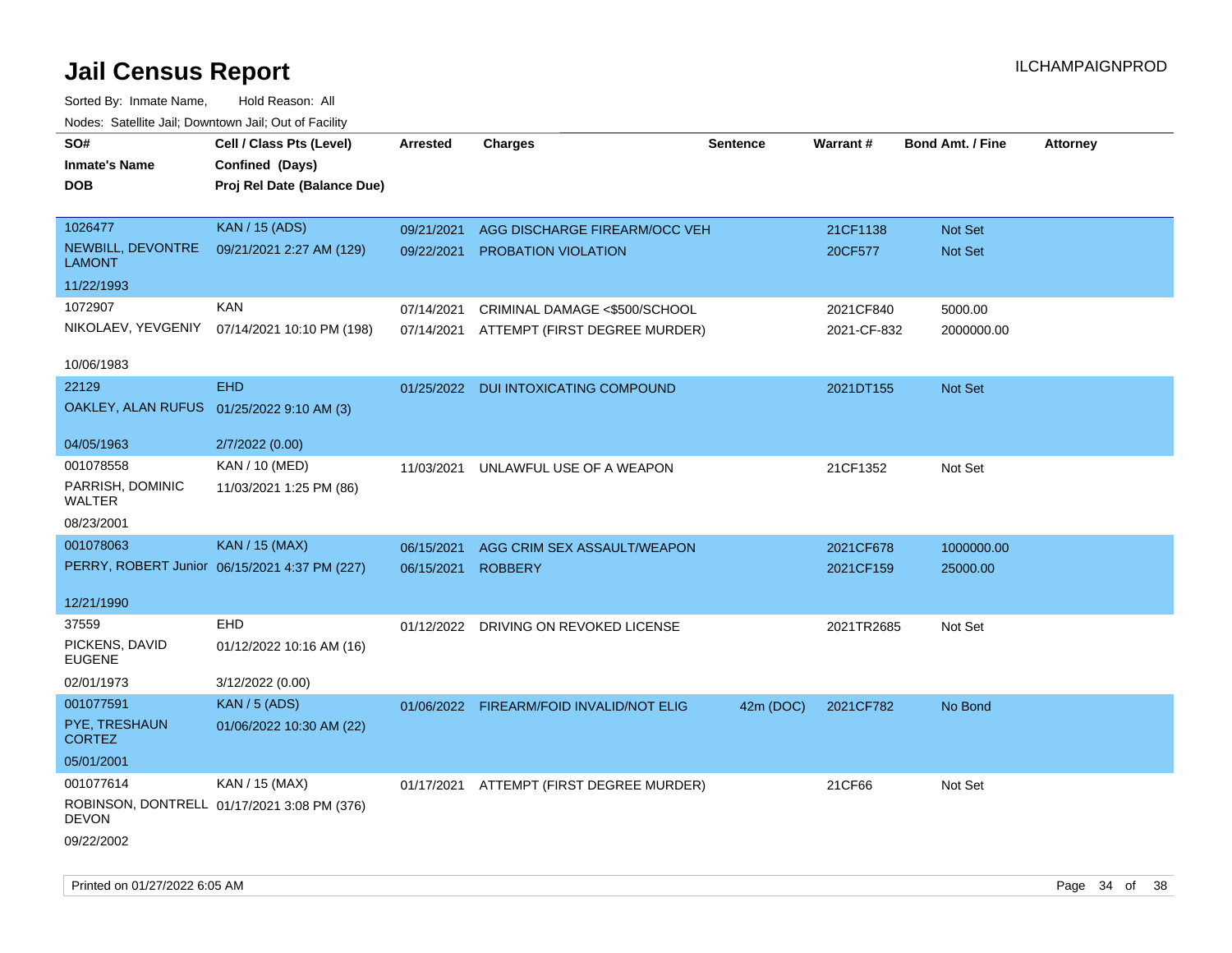# Jail Census Report

ILCHAMPAIGNPROD

Sorted By: Inmate Name, Hold Reason: All

Nodes: Satellite Jail; Downtown Jail; Out of Facility

| SO# / Inmate's Name / DOB | Cell / Class Pts (Level) / Confined (Days) / Proj Rel Date (Balance Due) | Arrested | Charges | Sentence | Warrant # | Bond Amt. / Fine | Attorney |
|---|---|---|---|---|---|---|---|
| 1026477<br>NEWBILL, DEVONTRE LAMONT<br>11/22/1993 | KAN / 15 (ADS)<br>09/21/2021 2:27 AM (129) | 09/21/2021<br>09/22/2021 | AGG DISCHARGE FIREARM/OCC VEH<br>PROBATION VIOLATION | | 21CF1138<br>20CF577 | Not Set<br>Not Set | |
| 1072907<br>NIKOLAEV, YEVGENIY<br>10/06/1983 | KAN<br>07/14/2021 10:10 PM (198) | 07/14/2021<br>07/14/2021 | CRIMINAL DAMAGE <$500/SCHOOL<br>ATTEMPT (FIRST DEGREE MURDER) | | 2021CF840<br>2021-CF-832 | 5000.00<br>2000000.00 | |
| 22129<br>OAKLEY, ALAN RUFUS<br>04/05/1963 | EHD<br>01/25/2022 9:10 AM (3)<br>2/7/2022 (0.00) | 01/25/2022 | DUI INTOXICATING COMPOUND | | 2021DT155 | Not Set | |
| 001078558<br>PARRISH, DOMINIC WALTER<br>08/23/2001 | KAN / 10 (MED)<br>11/03/2021 1:25 PM (86) | 11/03/2021 | UNLAWFUL USE OF A WEAPON | | 21CF1352 | Not Set | |
| 001078063<br>PERRY, ROBERT Junior<br>12/21/1990 | KAN / 15 (MAX)<br>06/15/2021 4:37 PM (227) | 06/15/2021<br>06/15/2021 | AGG CRIM SEX ASSAULT/WEAPON<br>ROBBERY | | 2021CF678<br>2021CF159 | 1000000.00<br>25000.00 | |
| 37559<br>PICKENS, DAVID EUGENE<br>02/01/1973 | EHD<br>01/12/2022 10:16 AM (16)<br>3/12/2022 (0.00) | 01/12/2022 | DRIVING ON REVOKED LICENSE | | 2021TR2685 | Not Set | |
| 001077591<br>PYE, TRESHAUN CORTEZ<br>05/01/2001 | KAN / 5 (ADS)<br>01/06/2022 10:30 AM (22) | 01/06/2022 | FIREARM/FOID INVALID/NOT ELIG | 42m (DOC) | 2021CF782 | No Bond | |
| 001077614<br>ROBINSON, DONTRELL DEVON<br>09/22/2002 | KAN / 15 (MAX)<br>01/17/2021 3:08 PM (376) | 01/17/2021 | ATTEMPT (FIRST DEGREE MURDER) | | 21CF66 | Not Set | |

Printed on 01/27/2022 6:05 AM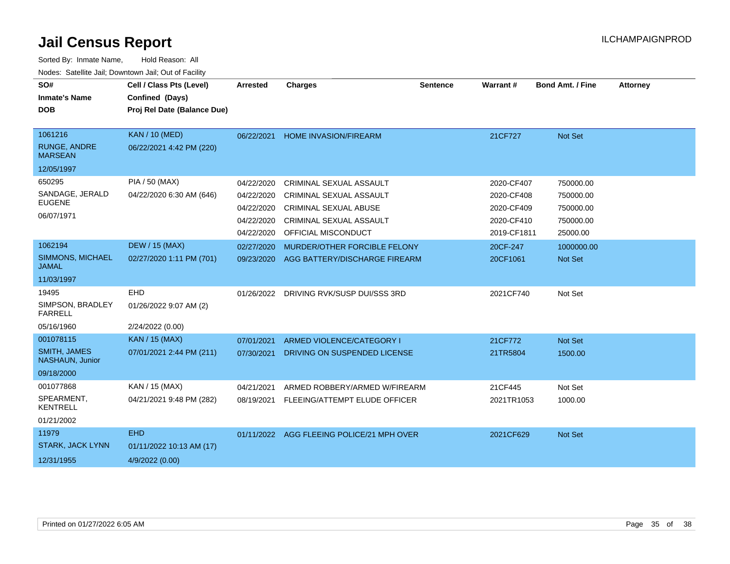# Jail Census Report

ILCHAMPAIGNPROD

Sorted By: Inmate Name, Hold Reason: All

Nodes: Satellite Jail; Downtown Jail; Out of Facility

| SO# / Inmate's Name / DOB | Cell / Class Pts (Level) / Confined (Days) / Proj Rel Date (Balance Due) | Arrested | Charges | Sentence | Warrant # | Bond Amt. / Fine | Attorney |
|---|---|---|---|---|---|---|---|
| 1061216<br>RUNGE, ANDRE MARSEAN<br>12/05/1997 | KAN / 10 (MED)<br>06/22/2021 4:42 PM (220) | 06/22/2021 | HOME INVASION/FIREARM | | 21CF727 | Not Set | |
| 650295<br>SANDAGE, JERALD EUGENE<br>06/07/1971 | PIA / 50 (MAX)<br>04/22/2020 6:30 AM (646) | 04/22/2020 | CRIMINAL SEXUAL ASSAULT | | 2020-CF407 | 750000.00 | |
| | | 04/22/2020 | CRIMINAL SEXUAL ASSAULT | | 2020-CF408 | 750000.00 | |
| | | 04/22/2020 | CRIMINAL SEXUAL ABUSE | | 2020-CF409 | 750000.00 | |
| | | 04/22/2020 | CRIMINAL SEXUAL ASSAULT | | 2020-CF410 | 750000.00 | |
| | | 04/22/2020 | OFFICIAL MISCONDUCT | | 2019-CF1811 | 25000.00 | |
| 1062194<br>SIMMONS, MICHAEL JAMAL<br>11/03/1997 | DEW / 15 (MAX)<br>02/27/2020 1:11 PM (701) | 02/27/2020 | MURDER/OTHER FORCIBLE FELONY | | 20CF-247 | 1000000.00 | |
| | | 09/23/2020 | AGG BATTERY/DISCHARGE FIREARM | | 20CF1061 | Not Set | |
| 19495<br>SIMPSON, BRADLEY FARRELL<br>05/16/1960 | EHD<br>01/26/2022 9:07 AM (2)<br>2/24/2022 (0.00) | 01/26/2022 | DRIVING RVK/SUSP DUI/SSS 3RD | | 2021CF740 | Not Set | |
| 001078115<br>SMITH, JAMES NASHAUN, Junior<br>09/18/2000 | KAN / 15 (MAX)<br>07/01/2021 2:44 PM (211) | 07/01/2021 | ARMED VIOLENCE/CATEGORY I | | 21CF772 | Not Set | |
| | | 07/30/2021 | DRIVING ON SUSPENDED LICENSE | | 21TR5804 | 1500.00 | |
| 001077868<br>SPEARMENT, KENTRELL<br>01/21/2002 | KAN / 15 (MAX)<br>04/21/2021 9:48 PM (282) | 04/21/2021 | ARMED ROBBERY/ARMED W/FIREARM | | 21CF445 | Not Set | |
| | | 08/19/2021 | FLEEING/ATTEMPT ELUDE OFFICER | | 2021TR1053 | 1000.00 | |
| 11979<br>STARK, JACK LYNN<br>12/31/1955 | EHD<br>01/11/2022 10:13 AM (17)<br>4/9/2022 (0.00) | 01/11/2022 | AGG FLEEING POLICE/21 MPH OVER | | 2021CF629 | Not Set | |

Printed on 01/27/2022 6:05 AM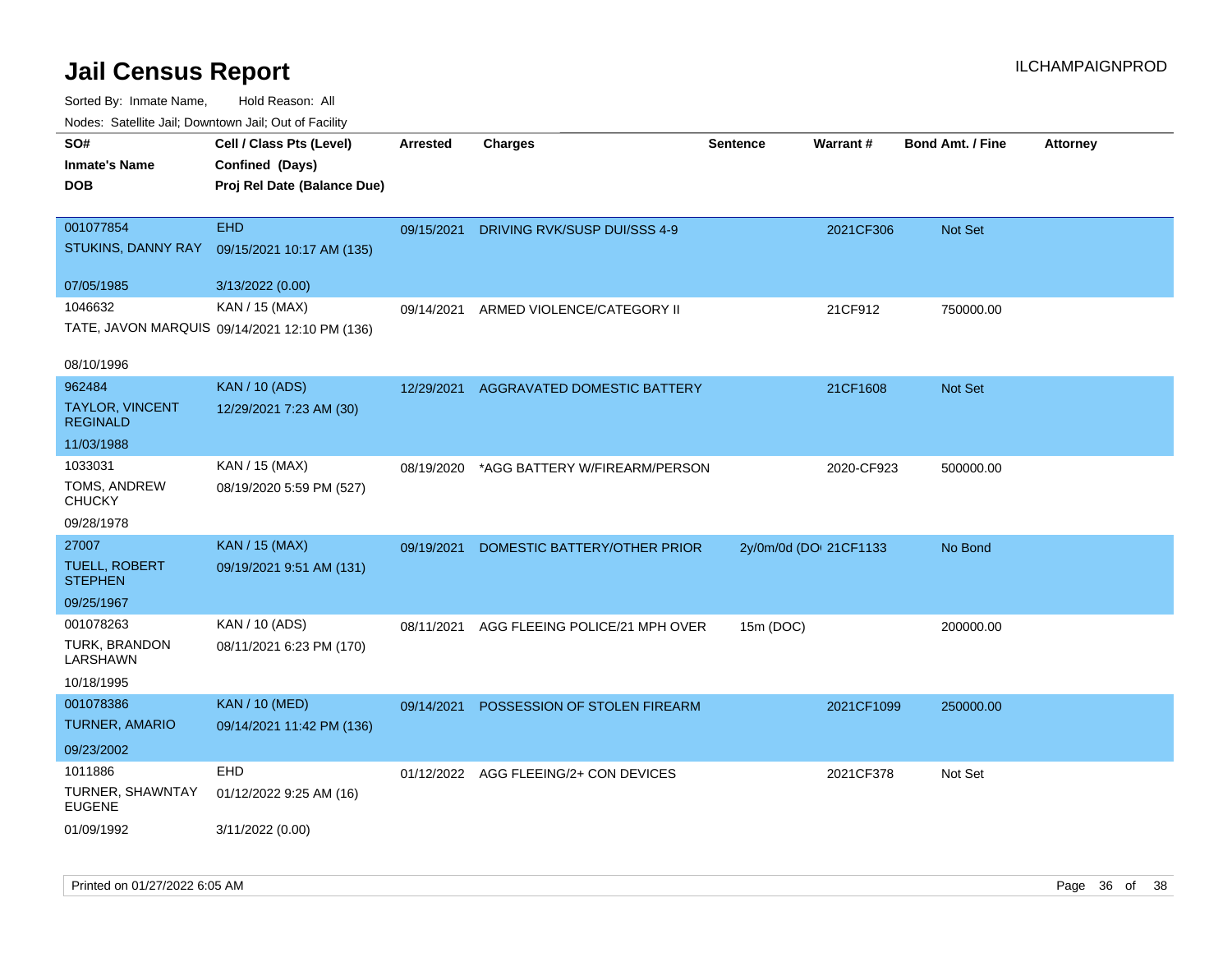# Jail Census Report

ILCHAMPAIGNPROD

Sorted By: Inmate Name, Hold Reason: All

Nodes: Satellite Jail; Downtown Jail; Out of Facility

| SO# / Inmate's Name / DOB | Cell / Class Pts (Level) / Confined (Days) / Proj Rel Date (Balance Due) | Arrested | Charges | Sentence | Warrant # | Bond Amt. / Fine | Attorney |
|---|---|---|---|---|---|---|---|
| 001077854<br>STUKINS, DANNY RAY<br>07/05/1985 | EHD<br>09/15/2021 10:17 AM (135)<br>3/13/2022 (0.00) | 09/15/2021 | DRIVING RVK/SUSP DUI/SSS 4-9 | | 2021CF306 | Not Set | |
| 1046632<br>TATE, JAVON MARQUIS<br>08/10/1996 | KAN / 15 (MAX)<br>09/14/2021 12:10 PM (136) | 09/14/2021 | ARMED VIOLENCE/CATEGORY II | | 21CF912 | 750000.00 | |
| 962484<br>TAYLOR, VINCENT REGINALD<br>11/03/1988 | KAN / 10 (ADS)<br>12/29/2021 7:23 AM (30) | 12/29/2021 | AGGRAVATED DOMESTIC BATTERY | | 21CF1608 | Not Set | |
| 1033031<br>TOMS, ANDREW CHUCKY<br>09/28/1978 | KAN / 15 (MAX)<br>08/19/2020 5:59 PM (527) | 08/19/2020 | *AGG BATTERY W/FIREARM/PERSON | | 2020-CF923 | 500000.00 | |
| 27007<br>TUELL, ROBERT STEPHEN<br>09/25/1967 | KAN / 15 (MAX)<br>09/19/2021 9:51 AM (131) | 09/19/2021 | DOMESTIC BATTERY/OTHER PRIOR | 2y/0m/0d (DO | 21CF1133 | No Bond | |
| 001078263<br>TURK, BRANDON LARSHAWN<br>10/18/1995 | KAN / 10 (ADS)<br>08/11/2021 6:23 PM (170) | 08/11/2021 | AGG FLEEING POLICE/21 MPH OVER | 15m (DOC) | | 200000.00 | |
| 001078386<br>TURNER, AMARIO<br>09/23/2002 | KAN / 10 (MED)<br>09/14/2021 11:42 PM (136) | 09/14/2021 | POSSESSION OF STOLEN FIREARM | | 2021CF1099 | 250000.00 | |
| 1011886<br>TURNER, SHAWNTAY EUGENE<br>01/09/1992 | EHD<br>01/12/2022 9:25 AM (16)<br>3/11/2022 (0.00) | 01/12/2022 | AGG FLEEING/2+ CON DEVICES | | 2021CF378 | Not Set | |

Printed on 01/27/2022 6:05 AM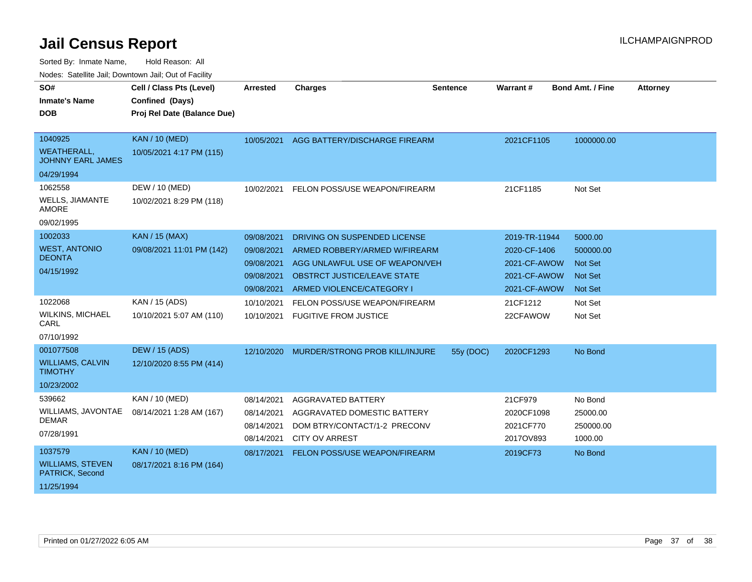# Jail Census Report

Sorted By: Inmate Name, Hold Reason: All

Nodes: Satellite Jail; Downtown Jail; Out of Facility

| SO# / Inmate's Name / DOB | Cell / Class Pts (Level) / Confined (Days) / Proj Rel Date (Balance Due) | Arrested | Charges | Sentence | Warrant # | Bond Amt. / Fine | Attorney |
|---|---|---|---|---|---|---|---|
| 1040925 WEATHERALL, JOHNNY EARL JAMES 04/29/1994 | KAN / 10 (MED) 10/05/2021 4:17 PM (115) | 10/05/2021 | AGG BATTERY/DISCHARGE FIREARM | | 2021CF1105 | 1000000.00 | |
| 1062558 WELLS, JIAMANTE AMORE 09/02/1995 | DEW / 10 (MED) 10/02/2021 8:29 PM (118) | 10/02/2021 | FELON POSS/USE WEAPON/FIREARM | | 21CF1185 | Not Set | |
| 1002033 WEST, ANTONIO DEONTA 04/15/1992 | KAN / 15 (MAX) 09/08/2021 11:01 PM (142) | 09/08/2021 | DRIVING ON SUSPENDED LICENSE | | 2019-TR-11944 | 5000.00 | |
| | | 09/08/2021 | ARMED ROBBERY/ARMED W/FIREARM | | 2020-CF-1406 | 500000.00 | |
| | | 09/08/2021 | AGG UNLAWFUL USE OF WEAPON/VEH | | 2021-CF-AWOW | Not Set | |
| | | 09/08/2021 | OBSTRCT JUSTICE/LEAVE STATE | | 2021-CF-AWOW | Not Set | |
| | | 09/08/2021 | ARMED VIOLENCE/CATEGORY I | | 2021-CF-AWOW | Not Set | |
| 1022068 WILKINS, MICHAEL CARL 07/10/1992 | KAN / 15 (ADS) 10/10/2021 5:07 AM (110) | 10/10/2021 | FELON POSS/USE WEAPON/FIREARM | | 21CF1212 | Not Set | |
| | | 10/10/2021 | FUGITIVE FROM JUSTICE | | 22CFAWOW | Not Set | |
| 001077508 WILLIAMS, CALVIN TIMOTHY 10/23/2002 | DEW / 15 (ADS) 12/10/2020 8:55 PM (414) | 12/10/2020 | MURDER/STRONG PROB KILL/INJURE | 55y (DOC) | 2020CF1293 | No Bond | |
| 539662 WILLIAMS, JAVONTAE DEMAR 07/28/1991 | KAN / 10 (MED) 08/14/2021 1:28 AM (167) | 08/14/2021 | AGGRAVATED BATTERY | | 21CF979 | No Bond | |
| | | 08/14/2021 | AGGRAVATED DOMESTIC BATTERY | | 2020CF1098 | 25000.00 | |
| | | 08/14/2021 | DOM BTRY/CONTACT/1-2 PRECONV | | 2021CF770 | 250000.00 | |
| | | 08/14/2021 | CITY OV ARREST | | 2017OV893 | 1000.00 | |
| 1037579 WILLIAMS, STEVEN PATRICK, Second 11/25/1994 | KAN / 10 (MED) 08/17/2021 8:16 PM (164) | 08/17/2021 | FELON POSS/USE WEAPON/FIREARM | | 2019CF73 | No Bond | |

Printed on 01/27/2022 6:05 AM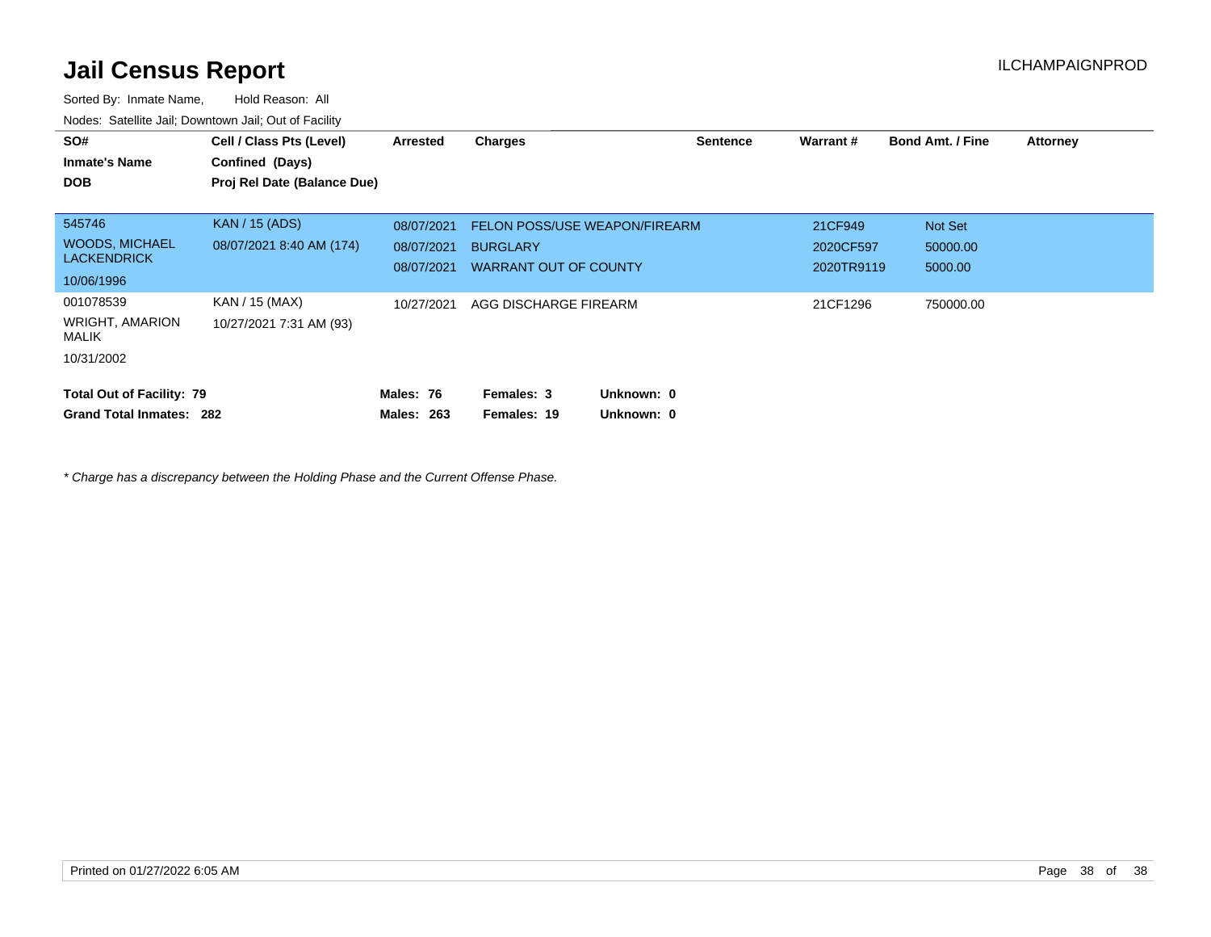# Jail Census Report

ILCHAMPAIGNPROD

Sorted By: Inmate Name, Hold Reason: All

Nodes: Satellite Jail; Downtown Jail; Out of Facility

| SO# / Inmate's Name / DOB | Cell / Class Pts (Level) / Confined (Days) / Proj Rel Date (Balance Due) | Arrested | Charges | Sentence | Warrant # | Bond Amt. / Fine | Attorney |
|---|---|---|---|---|---|---|---|
| 545746<br>WOODS, MICHAEL LACKENDRICK<br>10/06/1996 | KAN / 15 (ADS)<br>08/07/2021 8:40 AM (174) | 08/07/2021 | FELON POSS/USE WEAPON/FIREARM | | 21CF949 | Not Set | |
| | | 08/07/2021 | BURGLARY | | 2020CF597 | 50000.00 | |
| | | 08/07/2021 | WARRANT OUT OF COUNTY | | 2020TR9119 | 5000.00 | |
| 001078539<br>WRIGHT, AMARION MALIK<br>10/31/2002 | KAN / 15 (MAX)<br>10/27/2021 7:31 AM (93) | 10/27/2021 | AGG DISCHARGE FIREARM | | 21CF1296 | 750000.00 | |

**Total Out of Facility: 79** **Males: 76** **Females: 3** **Unknown: 0**

**Grand Total Inmates: 282** **Males: 263** **Females: 19** **Unknown: 0**

*\* Charge has a discrepancy between the Holding Phase and the Current Offense Phase.*

Printed on 01/27/2022 6:05 AM